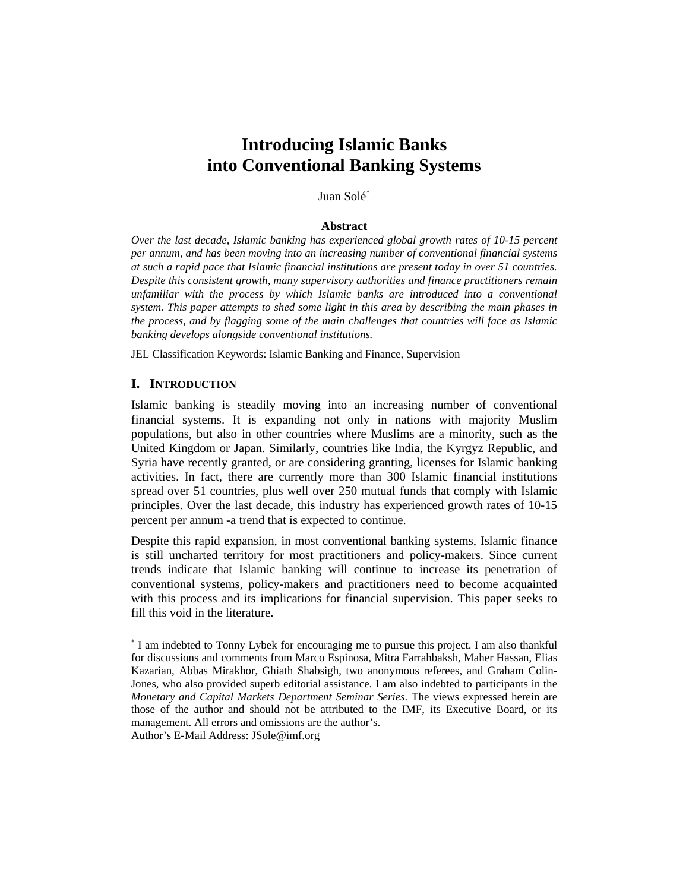# Introducing Islamic Banks into Conventional Banking Systems

Juan Solé[*]

### Abstract

*Over the last decade, Islamic banking has experienced global growth rates of 10-15 percent per annum, and has been moving into an increasing number of conventional financial systems at such a rapid pace that Islamic financial institutions are present today in over 51 countries. Despite this consistent growth, many supervisory authorities and finance practitioners remain unfamiliar with the process by which Islamic banks are introduced into a conventional system. This paper attempts to shed some light in this area by describing the main phases in the process, and by flagging some of the main challenges that countries will face as Islamic banking develops alongside conventional institutions.*

JEL Classification Keywords: Islamic Banking and Finance, Supervision

## I. Introduction

Islamic banking is steadily moving into an increasing number of conventional financial systems. It is expanding not only in nations with majority Muslim populations, but also in other countries where Muslims are a minority, such as the United Kingdom or Japan. Similarly, countries like India, the Kyrgyz Republic, and Syria have recently granted, or are considering granting, licenses for Islamic banking activities. In fact, there are currently more than 300 Islamic financial institutions spread over 51 countries, plus well over 250 mutual funds that comply with Islamic principles. Over the last decade, this industry has experienced growth rates of 10-15 percent per annum -a trend that is expected to continue.

Despite this rapid expansion, in most conventional banking systems, Islamic finance is still uncharted territory for most practitioners and policy-makers. Since current trends indicate that Islamic banking will continue to increase its penetration of conventional systems, policy-makers and practitioners need to become acquainted with this process and its implications for financial supervision. This paper seeks to fill this void in the literature.

---

[*] I am indebted to Tonny Lybek for encouraging me to pursue this project. I am also thankful for discussions and comments from Marco Espinosa, Mitra Farrahbaksh, Maher Hassan, Elias Kazarian, Abbas Mirakhor, Ghiath Shabsigh, two anonymous referees, and Graham Colin-Jones, who also provided superb editorial assistance. I am also indebted to participants in the *Monetary and Capital Markets Department Seminar Series*. The views expressed herein are those of the author and should not be attributed to the IMF, its Executive Board, or its management. All errors and omissions are the author's.
Author's E-Mail Address: JSole@imf.org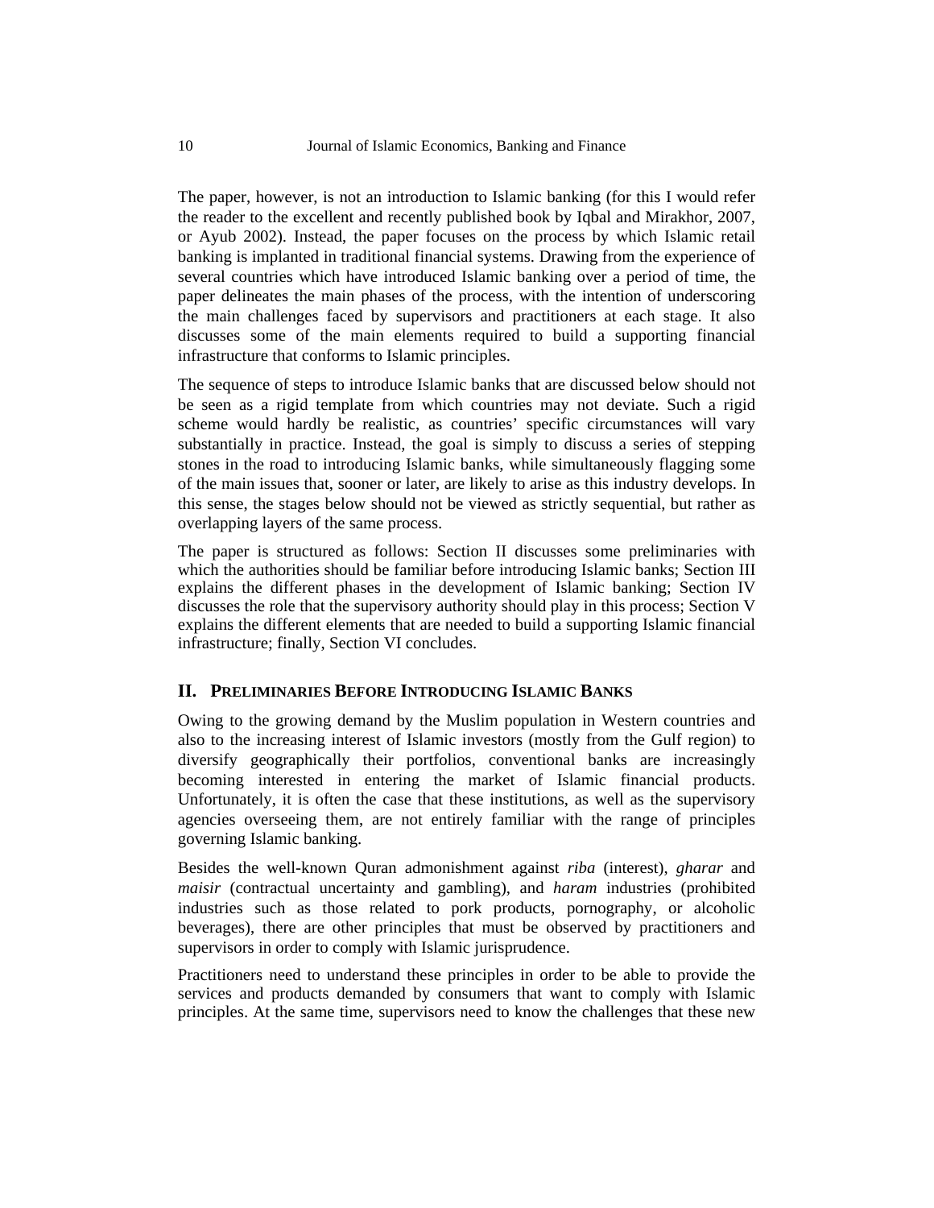The paper, however, is not an introduction to Islamic banking (for this I would refer the reader to the excellent and recently published book by Iqbal and Mirakhor, 2007, or Ayub 2002). Instead, the paper focuses on the process by which Islamic retail banking is implanted in traditional financial systems. Drawing from the experience of several countries which have introduced Islamic banking over a period of time, the paper delineates the main phases of the process, with the intention of underscoring the main challenges faced by supervisors and practitioners at each stage. It also discusses some of the main elements required to build a supporting financial infrastructure that conforms to Islamic principles.

The sequence of steps to introduce Islamic banks that are discussed below should not be seen as a rigid template from which countries may not deviate. Such a rigid scheme would hardly be realistic, as countries' specific circumstances will vary substantially in practice. Instead, the goal is simply to discuss a series of stepping stones in the road to introducing Islamic banks, while simultaneously flagging some of the main issues that, sooner or later, are likely to arise as this industry develops. In this sense, the stages below should not be viewed as strictly sequential, but rather as overlapping layers of the same process.

The paper is structured as follows: Section II discusses some preliminaries with which the authorities should be familiar before introducing Islamic banks; Section III explains the different phases in the development of Islamic banking; Section IV discusses the role that the supervisory authority should play in this process; Section V explains the different elements that are needed to build a supporting Islamic financial infrastructure; finally, Section VI concludes.

## II. Preliminaries Before Introducing Islamic Banks

Owing to the growing demand by the Muslim population in Western countries and also to the increasing interest of Islamic investors (mostly from the Gulf region) to diversify geographically their portfolios, conventional banks are increasingly becoming interested in entering the market of Islamic financial products. Unfortunately, it is often the case that these institutions, as well as the supervisory agencies overseeing them, are not entirely familiar with the range of principles governing Islamic banking.

Besides the well-known Quran admonishment against *riba* (interest), *gharar* and *maisir* (contractual uncertainty and gambling), and *haram* industries (prohibited industries such as those related to pork products, pornography, or alcoholic beverages), there are other principles that must be observed by practitioners and supervisors in order to comply with Islamic jurisprudence.

Practitioners need to understand these principles in order to be able to provide the services and products demanded by consumers that want to comply with Islamic principles. At the same time, supervisors need to know the challenges that these new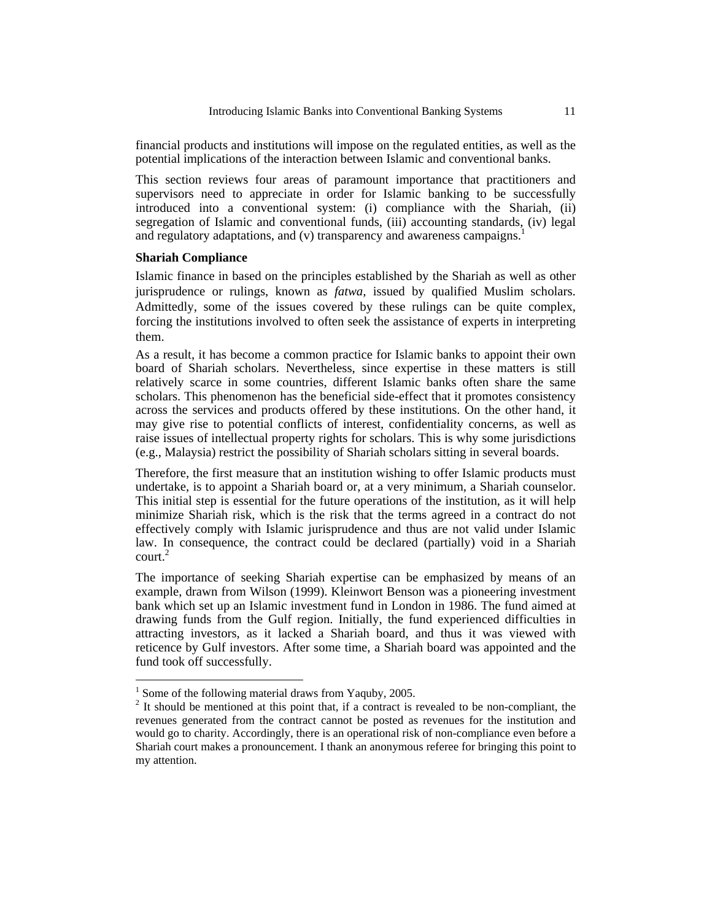financial products and institutions will impose on the regulated entities, as well as the potential implications of the interaction between Islamic and conventional banks.

This section reviews four areas of paramount importance that practitioners and supervisors need to appreciate in order for Islamic banking to be successfully introduced into a conventional system: (i) compliance with the Shariah, (ii) segregation of Islamic and conventional funds, (iii) accounting standards, (iv) legal and regulatory adaptations, and (v) transparency and awareness campaigns.[1]

**Shariah Compliance**

Islamic finance in based on the principles established by the Shariah as well as other jurisprudence or rulings, known as *fatwa*, issued by qualified Muslim scholars. Admittedly, some of the issues covered by these rulings can be quite complex, forcing the institutions involved to often seek the assistance of experts in interpreting them.

As a result, it has become a common practice for Islamic banks to appoint their own board of Shariah scholars. Nevertheless, since expertise in these matters is still relatively scarce in some countries, different Islamic banks often share the same scholars. This phenomenon has the beneficial side-effect that it promotes consistency across the services and products offered by these institutions. On the other hand, it may give rise to potential conflicts of interest, confidentiality concerns, as well as raise issues of intellectual property rights for scholars. This is why some jurisdictions (e.g., Malaysia) restrict the possibility of Shariah scholars sitting in several boards.

Therefore, the first measure that an institution wishing to offer Islamic products must undertake, is to appoint a Shariah board or, at a very minimum, a Shariah counselor. This initial step is essential for the future operations of the institution, as it will help minimize Shariah risk, which is the risk that the terms agreed in a contract do not effectively comply with Islamic jurisprudence and thus are not valid under Islamic law. In consequence, the contract could be declared (partially) void in a Shariah court.[2]

The importance of seeking Shariah expertise can be emphasized by means of an example, drawn from Wilson (1999). Kleinwort Benson was a pioneering investment bank which set up an Islamic investment fund in London in 1986. The fund aimed at drawing funds from the Gulf region. Initially, the fund experienced difficulties in attracting investors, as it lacked a Shariah board, and thus it was viewed with reticence by Gulf investors. After some time, a Shariah board was appointed and the fund took off successfully.

---

[1] Some of the following material draws from Yaquby, 2005.

[2] It should be mentioned at this point that, if a contract is revealed to be non-compliant, the revenues generated from the contract cannot be posted as revenues for the institution and would go to charity. Accordingly, there is an operational risk of non-compliance even before a Shariah court makes a pronouncement. I thank an anonymous referee for bringing this point to my attention.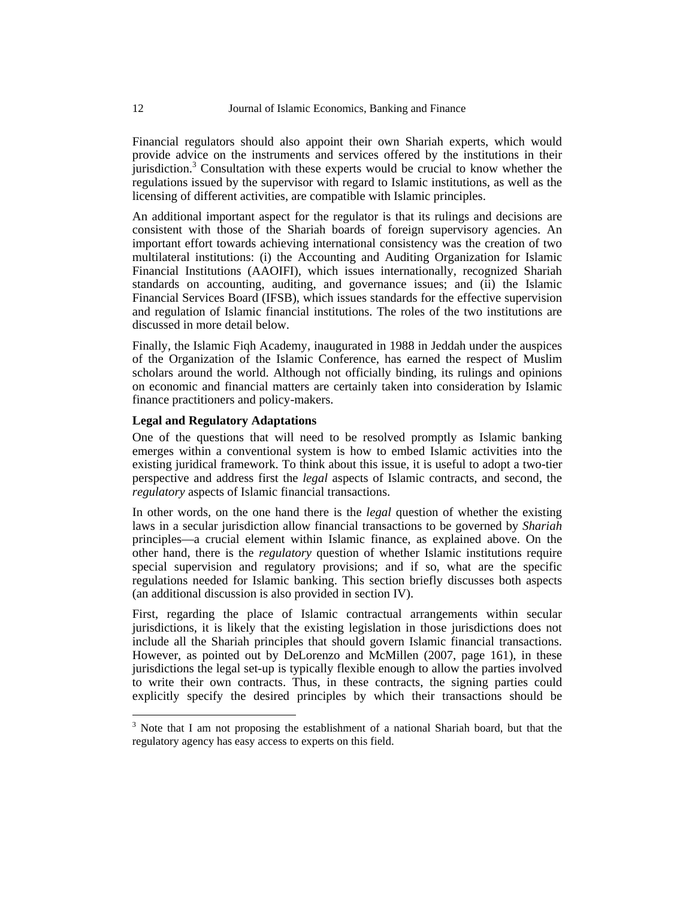Financial regulators should also appoint their own Shariah experts, which would provide advice on the instruments and services offered by the institutions in their jurisdiction.[3] Consultation with these experts would be crucial to know whether the regulations issued by the supervisor with regard to Islamic institutions, as well as the licensing of different activities, are compatible with Islamic principles.

An additional important aspect for the regulator is that its rulings and decisions are consistent with those of the Shariah boards of foreign supervisory agencies. An important effort towards achieving international consistency was the creation of two multilateral institutions: (i) the Accounting and Auditing Organization for Islamic Financial Institutions (AAOIFI), which issues internationally, recognized Shariah standards on accounting, auditing, and governance issues; and (ii) the Islamic Financial Services Board (IFSB), which issues standards for the effective supervision and regulation of Islamic financial institutions. The roles of the two institutions are discussed in more detail below.

Finally, the Islamic Fiqh Academy, inaugurated in 1988 in Jeddah under the auspices of the Organization of the Islamic Conference, has earned the respect of Muslim scholars around the world. Although not officially binding, its rulings and opinions on economic and financial matters are certainly taken into consideration by Islamic finance practitioners and policy-makers.

**Legal and Regulatory Adaptations**

One of the questions that will need to be resolved promptly as Islamic banking emerges within a conventional system is how to embed Islamic activities into the existing juridical framework. To think about this issue, it is useful to adopt a two-tier perspective and address first the *legal* aspects of Islamic contracts, and second, the *regulatory* aspects of Islamic financial transactions.

In other words, on the one hand there is the *legal* question of whether the existing laws in a secular jurisdiction allow financial transactions to be governed by *Shariah* principles—a crucial element within Islamic finance, as explained above. On the other hand, there is the *regulatory* question of whether Islamic institutions require special supervision and regulatory provisions; and if so, what are the specific regulations needed for Islamic banking. This section briefly discusses both aspects (an additional discussion is also provided in section IV).

First, regarding the place of Islamic contractual arrangements within secular jurisdictions, it is likely that the existing legislation in those jurisdictions does not include all the Shariah principles that should govern Islamic financial transactions. However, as pointed out by DeLorenzo and McMillen (2007, page 161), in these jurisdictions the legal set-up is typically flexible enough to allow the parties involved to write their own contracts. Thus, in these contracts, the signing parties could explicitly specify the desired principles by which their transactions should be

[3] Note that I am not proposing the establishment of a national Shariah board, but that the regulatory agency has easy access to experts on this field.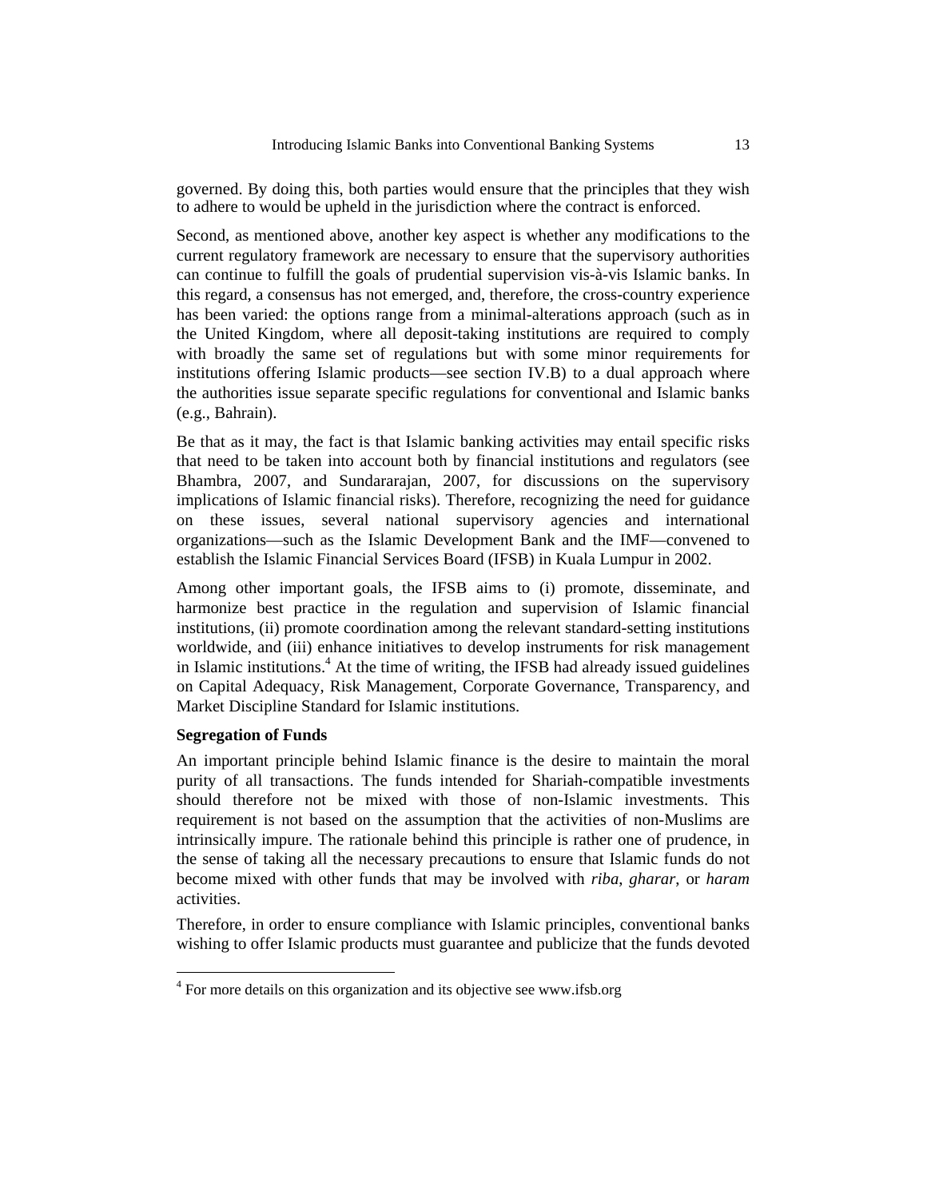governed. By doing this, both parties would ensure that the principles that they wish to adhere to would be upheld in the jurisdiction where the contract is enforced.

Second, as mentioned above, another key aspect is whether any modifications to the current regulatory framework are necessary to ensure that the supervisory authorities can continue to fulfill the goals of prudential supervision vis-à-vis Islamic banks. In this regard, a consensus has not emerged, and, therefore, the cross-country experience has been varied: the options range from a minimal-alterations approach (such as in the United Kingdom, where all deposit-taking institutions are required to comply with broadly the same set of regulations but with some minor requirements for institutions offering Islamic products—see section IV.B) to a dual approach where the authorities issue separate specific regulations for conventional and Islamic banks (e.g., Bahrain).

Be that as it may, the fact is that Islamic banking activities may entail specific risks that need to be taken into account both by financial institutions and regulators (see Bhambra, 2007, and Sundararajan, 2007, for discussions on the supervisory implications of Islamic financial risks). Therefore, recognizing the need for guidance on these issues, several national supervisory agencies and international organizations—such as the Islamic Development Bank and the IMF—convened to establish the Islamic Financial Services Board (IFSB) in Kuala Lumpur in 2002.

Among other important goals, the IFSB aims to (i) promote, disseminate, and harmonize best practice in the regulation and supervision of Islamic financial institutions, (ii) promote coordination among the relevant standard-setting institutions worldwide, and (iii) enhance initiatives to develop instruments for risk management in Islamic institutions.[4] At the time of writing, the IFSB had already issued guidelines on Capital Adequacy, Risk Management, Corporate Governance, Transparency, and Market Discipline Standard for Islamic institutions.

**Segregation of Funds**

An important principle behind Islamic finance is the desire to maintain the moral purity of all transactions. The funds intended for Shariah-compatible investments should therefore not be mixed with those of non-Islamic investments. This requirement is not based on the assumption that the activities of non-Muslims are intrinsically impure. The rationale behind this principle is rather one of prudence, in the sense of taking all the necessary precautions to ensure that Islamic funds do not become mixed with other funds that may be involved with *riba*, *gharar*, or *haram* activities.

Therefore, in order to ensure compliance with Islamic principles, conventional banks wishing to offer Islamic products must guarantee and publicize that the funds devoted

[4] For more details on this organization and its objective see www.ifsb.org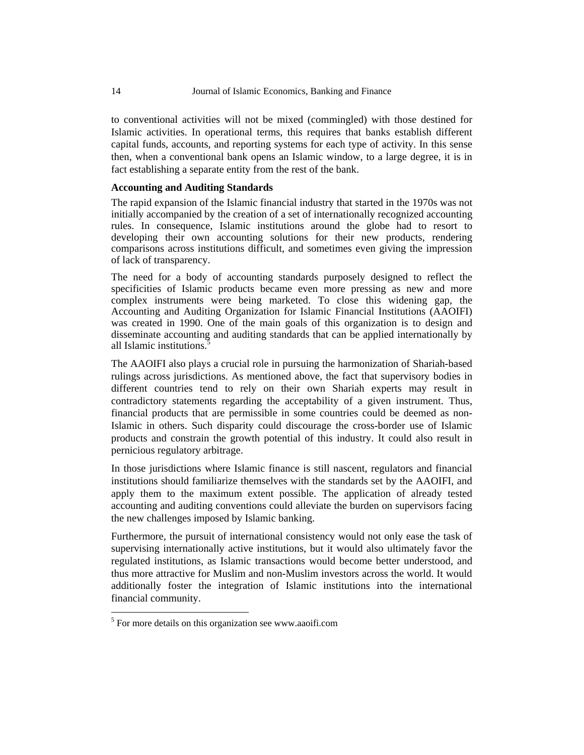to conventional activities will not be mixed (commingled) with those destined for Islamic activities. In operational terms, this requires that banks establish different capital funds, accounts, and reporting systems for each type of activity. In this sense then, when a conventional bank opens an Islamic window, to a large degree, it is in fact establishing a separate entity from the rest of the bank.

**Accounting and Auditing Standards**

The rapid expansion of the Islamic financial industry that started in the 1970s was not initially accompanied by the creation of a set of internationally recognized accounting rules. In consequence, Islamic institutions around the globe had to resort to developing their own accounting solutions for their new products, rendering comparisons across institutions difficult, and sometimes even giving the impression of lack of transparency.

The need for a body of accounting standards purposely designed to reflect the specificities of Islamic products became even more pressing as new and more complex instruments were being marketed. To close this widening gap, the Accounting and Auditing Organization for Islamic Financial Institutions (AAOIFI) was created in 1990. One of the main goals of this organization is to design and disseminate accounting and auditing standards that can be applied internationally by all Islamic institutions.[5]

The AAOIFI also plays a crucial role in pursuing the harmonization of Shariah-based rulings across jurisdictions. As mentioned above, the fact that supervisory bodies in different countries tend to rely on their own Shariah experts may result in contradictory statements regarding the acceptability of a given instrument. Thus, financial products that are permissible in some countries could be deemed as non-Islamic in others. Such disparity could discourage the cross-border use of Islamic products and constrain the growth potential of this industry. It could also result in pernicious regulatory arbitrage.

In those jurisdictions where Islamic finance is still nascent, regulators and financial institutions should familiarize themselves with the standards set by the AAOIFI, and apply them to the maximum extent possible. The application of already tested accounting and auditing conventions could alleviate the burden on supervisors facing the new challenges imposed by Islamic banking.

Furthermore, the pursuit of international consistency would not only ease the task of supervising internationally active institutions, but it would also ultimately favor the regulated institutions, as Islamic transactions would become better understood, and thus more attractive for Muslim and non-Muslim investors across the world. It would additionally foster the integration of Islamic institutions into the international financial community.

---

[5] For more details on this organization see www.aaoifi.com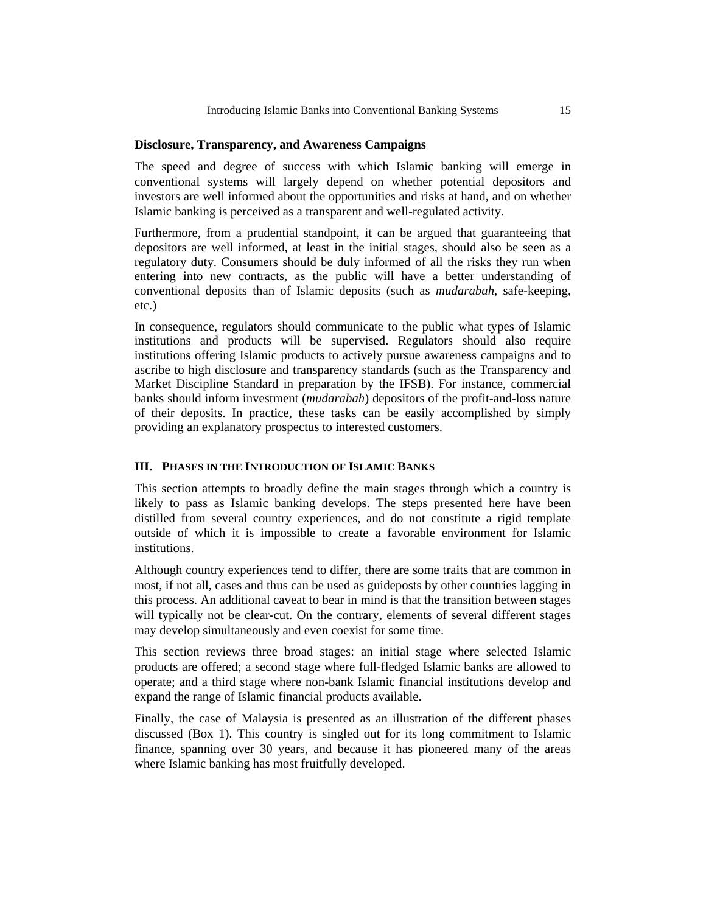### Disclosure, Transparency, and Awareness Campaigns

The speed and degree of success with which Islamic banking will emerge in conventional systems will largely depend on whether potential depositors and investors are well informed about the opportunities and risks at hand, and on whether Islamic banking is perceived as a transparent and well-regulated activity.

Furthermore, from a prudential standpoint, it can be argued that guaranteeing that depositors are well informed, at least in the initial stages, should also be seen as a regulatory duty. Consumers should be duly informed of all the risks they run when entering into new contracts, as the public will have a better understanding of conventional deposits than of Islamic deposits (such as *mudarabah*, safe-keeping, etc.)

In consequence, regulators should communicate to the public what types of Islamic institutions and products will be supervised. Regulators should also require institutions offering Islamic products to actively pursue awareness campaigns and to ascribe to high disclosure and transparency standards (such as the Transparency and Market Discipline Standard in preparation by the IFSB). For instance, commercial banks should inform investment (*mudarabah*) depositors of the profit-and-loss nature of their deposits. In practice, these tasks can be easily accomplished by simply providing an explanatory prospectus to interested customers.

## III. Phases in the Introduction of Islamic Banks

This section attempts to broadly define the main stages through which a country is likely to pass as Islamic banking develops. The steps presented here have been distilled from several country experiences, and do not constitute a rigid template outside of which it is impossible to create a favorable environment for Islamic institutions.

Although country experiences tend to differ, there are some traits that are common in most, if not all, cases and thus can be used as guideposts by other countries lagging in this process. An additional caveat to bear in mind is that the transition between stages will typically not be clear-cut. On the contrary, elements of several different stages may develop simultaneously and even coexist for some time.

This section reviews three broad stages: an initial stage where selected Islamic products are offered; a second stage where full-fledged Islamic banks are allowed to operate; and a third stage where non-bank Islamic financial institutions develop and expand the range of Islamic financial products available.

Finally, the case of Malaysia is presented as an illustration of the different phases discussed (Box 1). This country is singled out for its long commitment to Islamic finance, spanning over 30 years, and because it has pioneered many of the areas where Islamic banking has most fruitfully developed.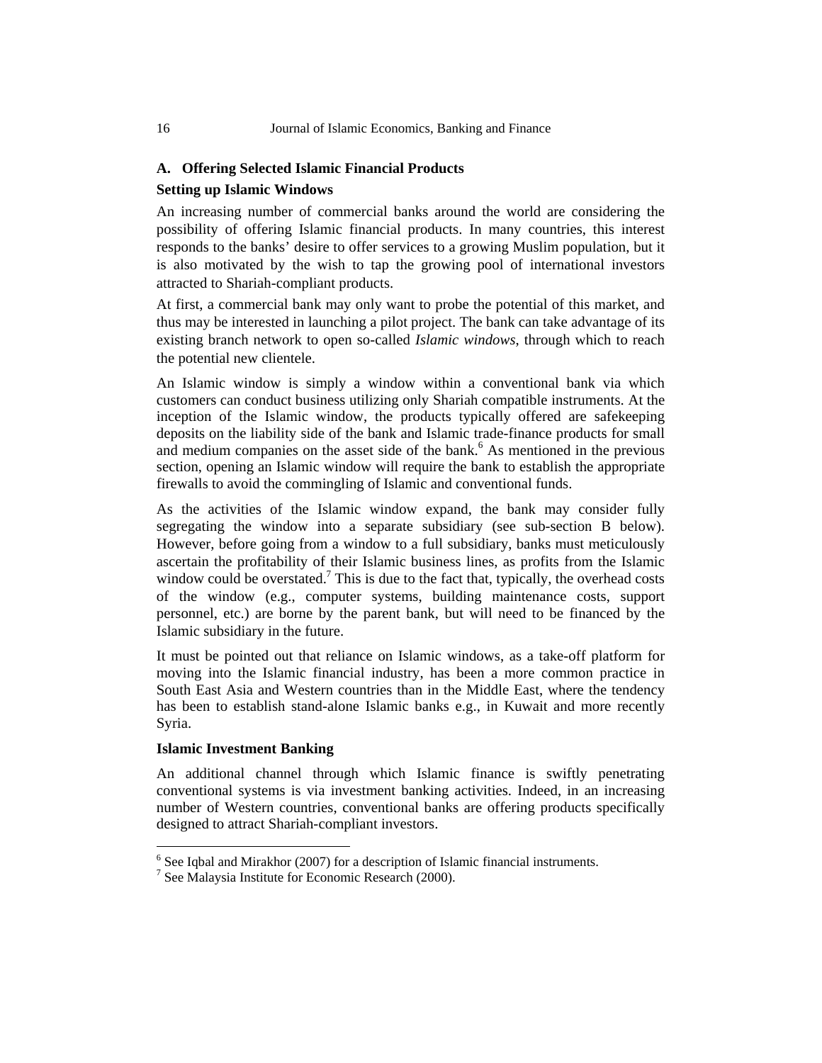### A. Offering Selected Islamic Financial Products

#### Setting up Islamic Windows

An increasing number of commercial banks around the world are considering the possibility of offering Islamic financial products. In many countries, this interest responds to the banks' desire to offer services to a growing Muslim population, but it is also motivated by the wish to tap the growing pool of international investors attracted to Shariah-compliant products.

At first, a commercial bank may only want to probe the potential of this market, and thus may be interested in launching a pilot project. The bank can take advantage of its existing branch network to open so-called *Islamic windows*, through which to reach the potential new clientele.

An Islamic window is simply a window within a conventional bank via which customers can conduct business utilizing only Shariah compatible instruments. At the inception of the Islamic window, the products typically offered are safekeeping deposits on the liability side of the bank and Islamic trade-finance products for small and medium companies on the asset side of the bank.[6] As mentioned in the previous section, opening an Islamic window will require the bank to establish the appropriate firewalls to avoid the commingling of Islamic and conventional funds.

As the activities of the Islamic window expand, the bank may consider fully segregating the window into a separate subsidiary (see sub-section B below). However, before going from a window to a full subsidiary, banks must meticulously ascertain the profitability of their Islamic business lines, as profits from the Islamic window could be overstated.[7] This is due to the fact that, typically, the overhead costs of the window (e.g., computer systems, building maintenance costs, support personnel, etc.) are borne by the parent bank, but will need to be financed by the Islamic subsidiary in the future.

It must be pointed out that reliance on Islamic windows, as a take-off platform for moving into the Islamic financial industry, has been a more common practice in South East Asia and Western countries than in the Middle East, where the tendency has been to establish stand-alone Islamic banks e.g., in Kuwait and more recently Syria.

#### Islamic Investment Banking

An additional channel through which Islamic finance is swiftly penetrating conventional systems is via investment banking activities. Indeed, in an increasing number of Western countries, conventional banks are offering products specifically designed to attract Shariah-compliant investors.

---

[6] See Iqbal and Mirakhor (2007) for a description of Islamic financial instruments.

[7] See Malaysia Institute for Economic Research (2000).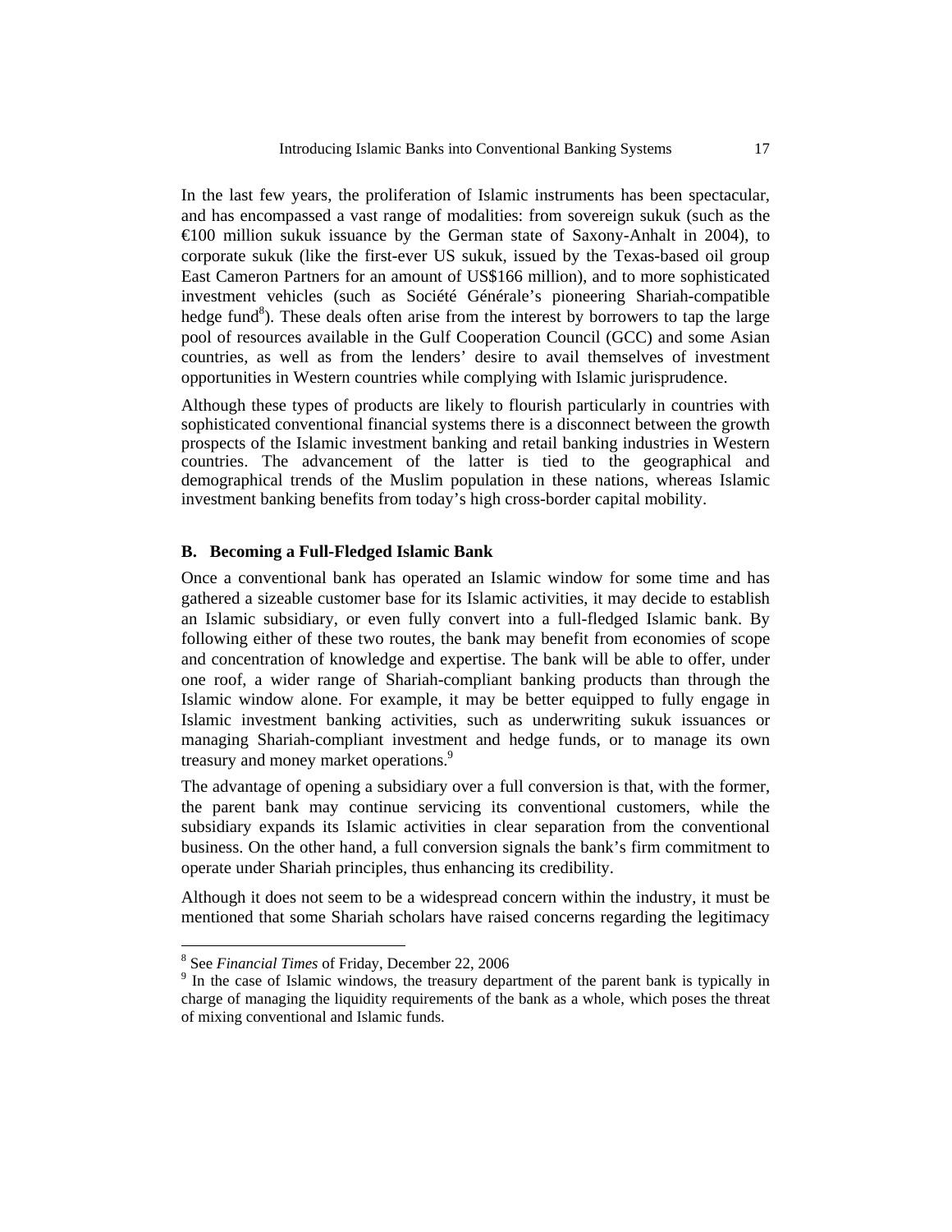In the last few years, the proliferation of Islamic instruments has been spectacular, and has encompassed a vast range of modalities: from sovereign sukuk (such as the €100 million sukuk issuance by the German state of Saxony-Anhalt in 2004), to corporate sukuk (like the first-ever US sukuk, issued by the Texas-based oil group East Cameron Partners for an amount of US$166 million), and to more sophisticated investment vehicles (such as Société Générale's pioneering Shariah-compatible hedge fund[8]). These deals often arise from the interest by borrowers to tap the large pool of resources available in the Gulf Cooperation Council (GCC) and some Asian countries, as well as from the lenders' desire to avail themselves of investment opportunities in Western countries while complying with Islamic jurisprudence.

Although these types of products are likely to flourish particularly in countries with sophisticated conventional financial systems there is a disconnect between the growth prospects of the Islamic investment banking and retail banking industries in Western countries. The advancement of the latter is tied to the geographical and demographical trends of the Muslim population in these nations, whereas Islamic investment banking benefits from today's high cross-border capital mobility.

### B. Becoming a Full-Fledged Islamic Bank

Once a conventional bank has operated an Islamic window for some time and has gathered a sizeable customer base for its Islamic activities, it may decide to establish an Islamic subsidiary, or even fully convert into a full-fledged Islamic bank. By following either of these two routes, the bank may benefit from economies of scope and concentration of knowledge and expertise. The bank will be able to offer, under one roof, a wider range of Shariah-compliant banking products than through the Islamic window alone. For example, it may be better equipped to fully engage in Islamic investment banking activities, such as underwriting sukuk issuances or managing Shariah-compliant investment and hedge funds, or to manage its own treasury and money market operations.[9]

The advantage of opening a subsidiary over a full conversion is that, with the former, the parent bank may continue servicing its conventional customers, while the subsidiary expands its Islamic activities in clear separation from the conventional business. On the other hand, a full conversion signals the bank's firm commitment to operate under Shariah principles, thus enhancing its credibility.

Although it does not seem to be a widespread concern within the industry, it must be mentioned that some Shariah scholars have raised concerns regarding the legitimacy

---

[8] See *Financial Times* of Friday, December 22, 2006

[9] In the case of Islamic windows, the treasury department of the parent bank is typically in charge of managing the liquidity requirements of the bank as a whole, which poses the threat of mixing conventional and Islamic funds.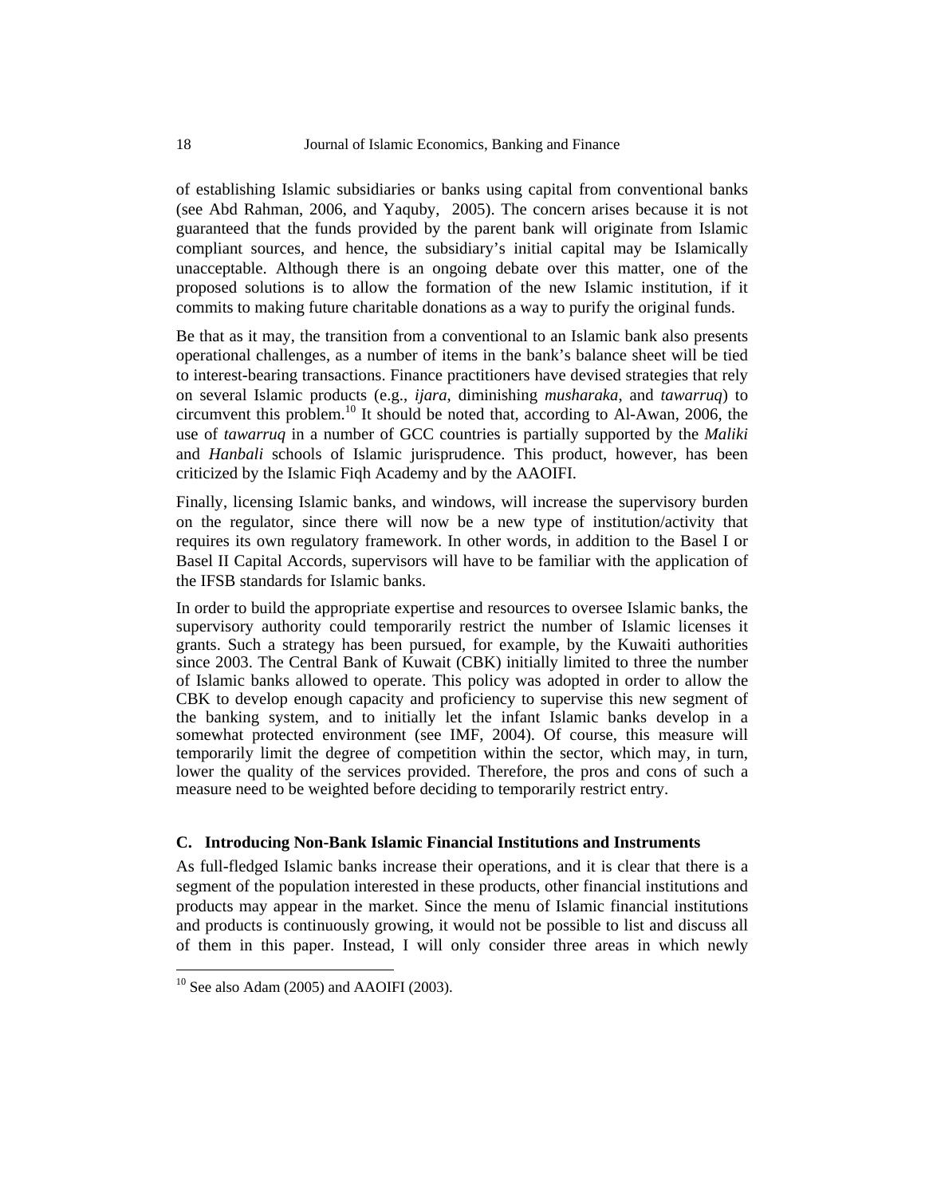of establishing Islamic subsidiaries or banks using capital from conventional banks (see Abd Rahman, 2006, and Yaquby, 2005). The concern arises because it is not guaranteed that the funds provided by the parent bank will originate from Islamic compliant sources, and hence, the subsidiary's initial capital may be Islamically unacceptable. Although there is an ongoing debate over this matter, one of the proposed solutions is to allow the formation of the new Islamic institution, if it commits to making future charitable donations as a way to purify the original funds.

Be that as it may, the transition from a conventional to an Islamic bank also presents operational challenges, as a number of items in the bank's balance sheet will be tied to interest-bearing transactions. Finance practitioners have devised strategies that rely on several Islamic products (e.g., *ijara*, diminishing *musharaka*, and *tawarruq*) to circumvent this problem.[10] It should be noted that, according to Al-Awan, 2006, the use of *tawarruq* in a number of GCC countries is partially supported by the *Maliki* and *Hanbali* schools of Islamic jurisprudence. This product, however, has been criticized by the Islamic Fiqh Academy and by the AAOIFI.

Finally, licensing Islamic banks, and windows, will increase the supervisory burden on the regulator, since there will now be a new type of institution/activity that requires its own regulatory framework. In other words, in addition to the Basel I or Basel II Capital Accords, supervisors will have to be familiar with the application of the IFSB standards for Islamic banks.

In order to build the appropriate expertise and resources to oversee Islamic banks, the supervisory authority could temporarily restrict the number of Islamic licenses it grants. Such a strategy has been pursued, for example, by the Kuwaiti authorities since 2003. The Central Bank of Kuwait (CBK) initially limited to three the number of Islamic banks allowed to operate. This policy was adopted in order to allow the CBK to develop enough capacity and proficiency to supervise this new segment of the banking system, and to initially let the infant Islamic banks develop in a somewhat protected environment (see IMF, 2004). Of course, this measure will temporarily limit the degree of competition within the sector, which may, in turn, lower the quality of the services provided. Therefore, the pros and cons of such a measure need to be weighted before deciding to temporarily restrict entry.

### C. Introducing Non-Bank Islamic Financial Institutions and Instruments

As full-fledged Islamic banks increase their operations, and it is clear that there is a segment of the population interested in these products, other financial institutions and products may appear in the market. Since the menu of Islamic financial institutions and products is continuously growing, it would not be possible to list and discuss all of them in this paper. Instead, I will only consider three areas in which newly

[10] See also Adam (2005) and AAOIFI (2003).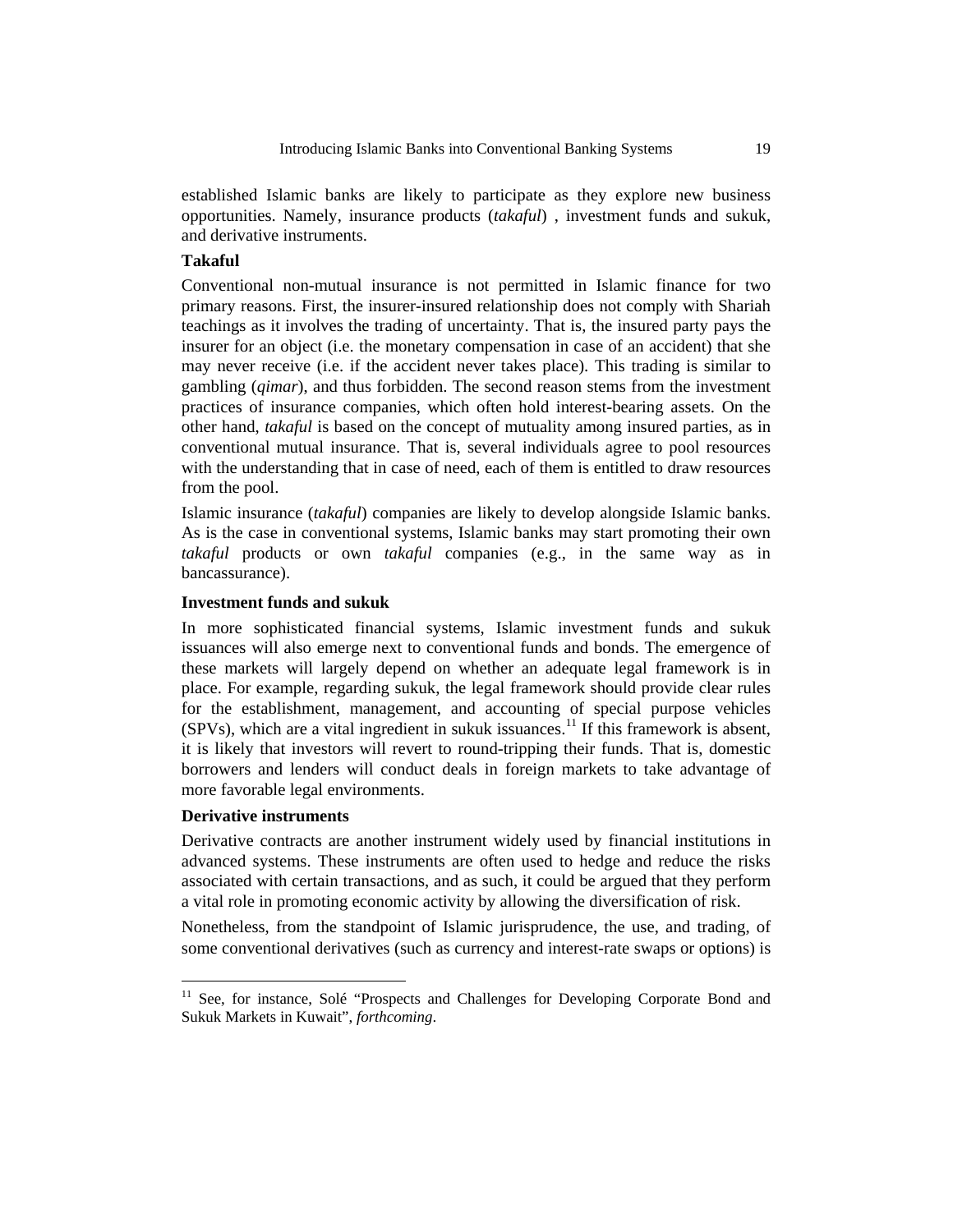established Islamic banks are likely to participate as they explore new business opportunities. Namely, insurance products (*takaful*) , investment funds and sukuk, and derivative instruments.

**Takaful**

Conventional non-mutual insurance is not permitted in Islamic finance for two primary reasons. First, the insurer-insured relationship does not comply with Shariah teachings as it involves the trading of uncertainty. That is, the insured party pays the insurer for an object (i.e. the monetary compensation in case of an accident) that she may never receive (i.e. if the accident never takes place). This trading is similar to gambling (*qimar*), and thus forbidden. The second reason stems from the investment practices of insurance companies, which often hold interest-bearing assets. On the other hand, *takaful* is based on the concept of mutuality among insured parties, as in conventional mutual insurance. That is, several individuals agree to pool resources with the understanding that in case of need, each of them is entitled to draw resources from the pool.

Islamic insurance (*takaful*) companies are likely to develop alongside Islamic banks. As is the case in conventional systems, Islamic banks may start promoting their own *takaful* products or own *takaful* companies (e.g., in the same way as in bancassurance).

**Investment funds and sukuk**

In more sophisticated financial systems, Islamic investment funds and sukuk issuances will also emerge next to conventional funds and bonds. The emergence of these markets will largely depend on whether an adequate legal framework is in place. For example, regarding sukuk, the legal framework should provide clear rules for the establishment, management, and accounting of special purpose vehicles (SPVs), which are a vital ingredient in sukuk issuances.[11] If this framework is absent, it is likely that investors will revert to round-tripping their funds. That is, domestic borrowers and lenders will conduct deals in foreign markets to take advantage of more favorable legal environments.

**Derivative instruments**

Derivative contracts are another instrument widely used by financial institutions in advanced systems. These instruments are often used to hedge and reduce the risks associated with certain transactions, and as such, it could be argued that they perform a vital role in promoting economic activity by allowing the diversification of risk.

Nonetheless, from the standpoint of Islamic jurisprudence, the use, and trading, of some conventional derivatives (such as currency and interest-rate swaps or options) is

---

[11] See, for instance, Solé "Prospects and Challenges for Developing Corporate Bond and Sukuk Markets in Kuwait", *forthcoming*.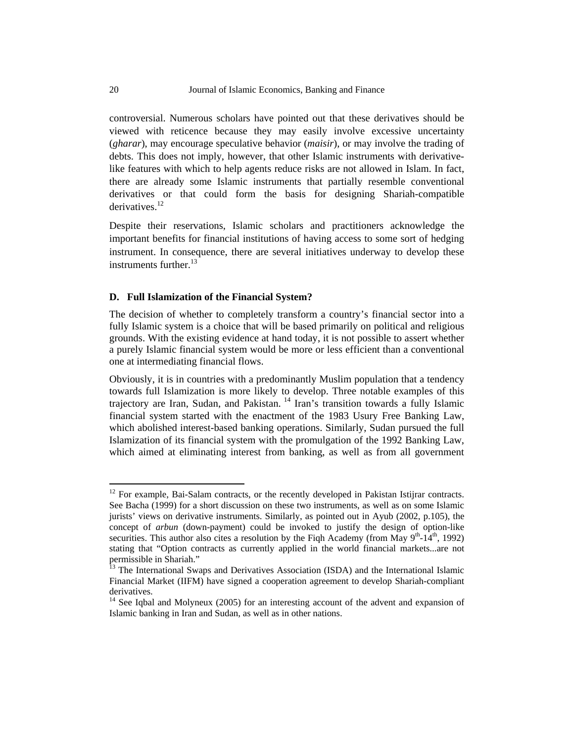controversial. Numerous scholars have pointed out that these derivatives should be viewed with reticence because they may easily involve excessive uncertainty (*gharar*), may encourage speculative behavior (*maisir*), or may involve the trading of debts. This does not imply, however, that other Islamic instruments with derivative-like features with which to help agents reduce risks are not allowed in Islam. In fact, there are already some Islamic instruments that partially resemble conventional derivatives or that could form the basis for designing Shariah-compatible derivatives.[12]

Despite their reservations, Islamic scholars and practitioners acknowledge the important benefits for financial institutions of having access to some sort of hedging instrument. In consequence, there are several initiatives underway to develop these instruments further.[13]

### D. Full Islamization of the Financial System?

The decision of whether to completely transform a country's financial sector into a fully Islamic system is a choice that will be based primarily on political and religious grounds. With the existing evidence at hand today, it is not possible to assert whether a purely Islamic financial system would be more or less efficient than a conventional one at intermediating financial flows.

Obviously, it is in countries with a predominantly Muslim population that a tendency towards full Islamization is more likely to develop. Three notable examples of this trajectory are Iran, Sudan, and Pakistan.[14] Iran's transition towards a fully Islamic financial system started with the enactment of the 1983 Usury Free Banking Law, which abolished interest-based banking operations. Similarly, Sudan pursued the full Islamization of its financial system with the promulgation of the 1992 Banking Law, which aimed at eliminating interest from banking, as well as from all government

---

[12] For example, Bai-Salam contracts, or the recently developed in Pakistan Istijrar contracts. See Bacha (1999) for a short discussion on these two instruments, as well as on some Islamic jurists' views on derivative instruments. Similarly, as pointed out in Ayub (2002, p.105), the concept of *arbun* (down-payment) could be invoked to justify the design of option-like securities. This author also cites a resolution by the Fiqh Academy (from May 9th-14th, 1992) stating that "Option contracts as currently applied in the world financial markets...are not permissible in Shariah."

[13] The International Swaps and Derivatives Association (ISDA) and the International Islamic Financial Market (IIFM) have signed a cooperation agreement to develop Shariah-compliant derivatives.

[14] See Iqbal and Molyneux (2005) for an interesting account of the advent and expansion of Islamic banking in Iran and Sudan, as well as in other nations.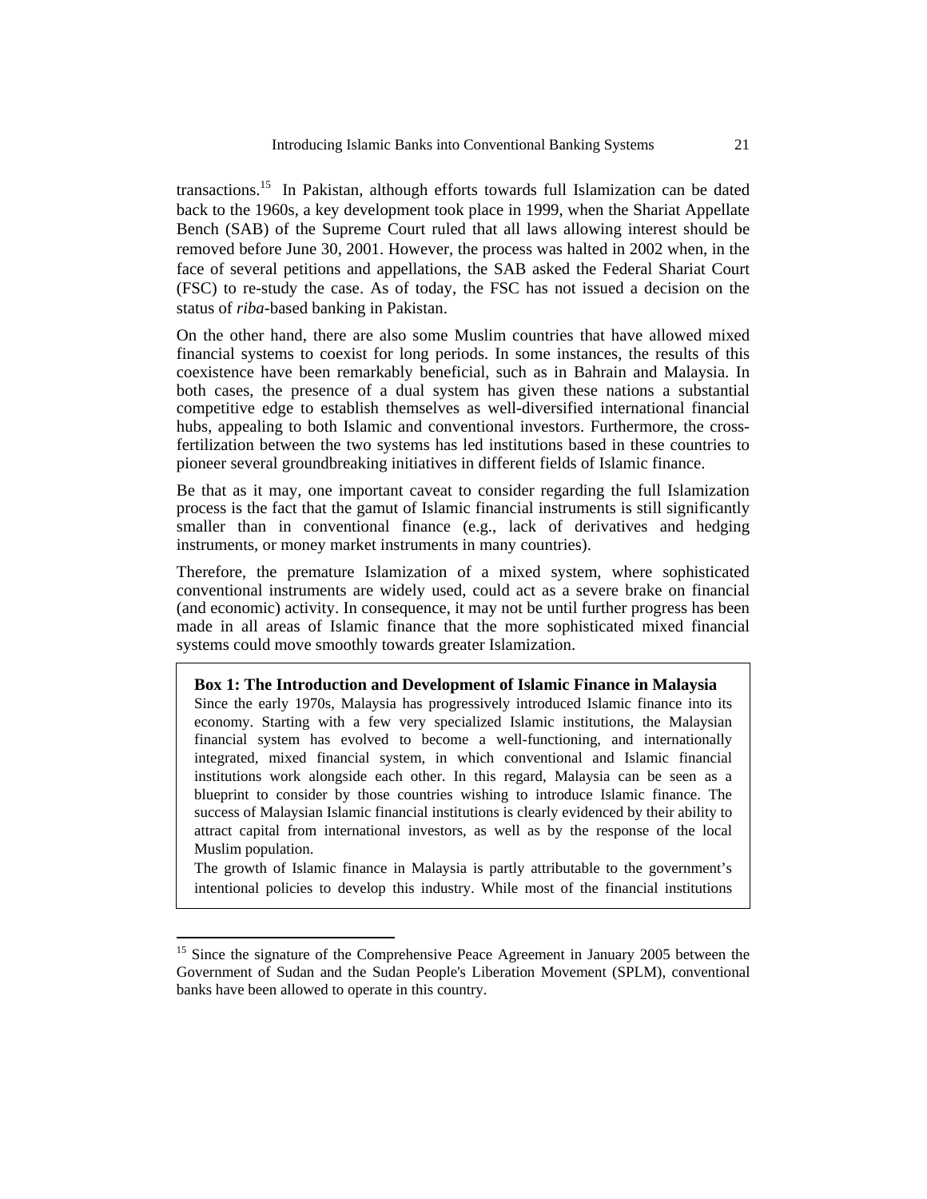transactions.[15] In Pakistan, although efforts towards full Islamization can be dated back to the 1960s, a key development took place in 1999, when the Shariat Appellate Bench (SAB) of the Supreme Court ruled that all laws allowing interest should be removed before June 30, 2001. However, the process was halted in 2002 when, in the face of several petitions and appellations, the SAB asked the Federal Shariat Court (FSC) to re-study the case. As of today, the FSC has not issued a decision on the status of *riba*-based banking in Pakistan.

On the other hand, there are also some Muslim countries that have allowed mixed financial systems to coexist for long periods. In some instances, the results of this coexistence have been remarkably beneficial, such as in Bahrain and Malaysia. In both cases, the presence of a dual system has given these nations a substantial competitive edge to establish themselves as well-diversified international financial hubs, appealing to both Islamic and conventional investors. Furthermore, the cross-fertilization between the two systems has led institutions based in these countries to pioneer several groundbreaking initiatives in different fields of Islamic finance.

Be that as it may, one important caveat to consider regarding the full Islamization process is the fact that the gamut of Islamic financial instruments is still significantly smaller than in conventional finance (e.g., lack of derivatives and hedging instruments, or money market instruments in many countries).

Therefore, the premature Islamization of a mixed system, where sophisticated conventional instruments are widely used, could act as a severe brake on financial (and economic) activity. In consequence, it may not be until further progress has been made in all areas of Islamic finance that the more sophisticated mixed financial systems could move smoothly towards greater Islamization.

**Box 1: The Introduction and Development of Islamic Finance in Malaysia**

Since the early 1970s, Malaysia has progressively introduced Islamic finance into its economy. Starting with a few very specialized Islamic institutions, the Malaysian financial system has evolved to become a well-functioning, and internationally integrated, mixed financial system, in which conventional and Islamic financial institutions work alongside each other. In this regard, Malaysia can be seen as a blueprint to consider by those countries wishing to introduce Islamic finance. The success of Malaysian Islamic financial institutions is clearly evidenced by their ability to attract capital from international investors, as well as by the response of the local Muslim population.

The growth of Islamic finance in Malaysia is partly attributable to the government's intentional policies to develop this industry. While most of the financial institutions

[15] Since the signature of the Comprehensive Peace Agreement in January 2005 between the Government of Sudan and the Sudan People's Liberation Movement (SPLM), conventional banks have been allowed to operate in this country.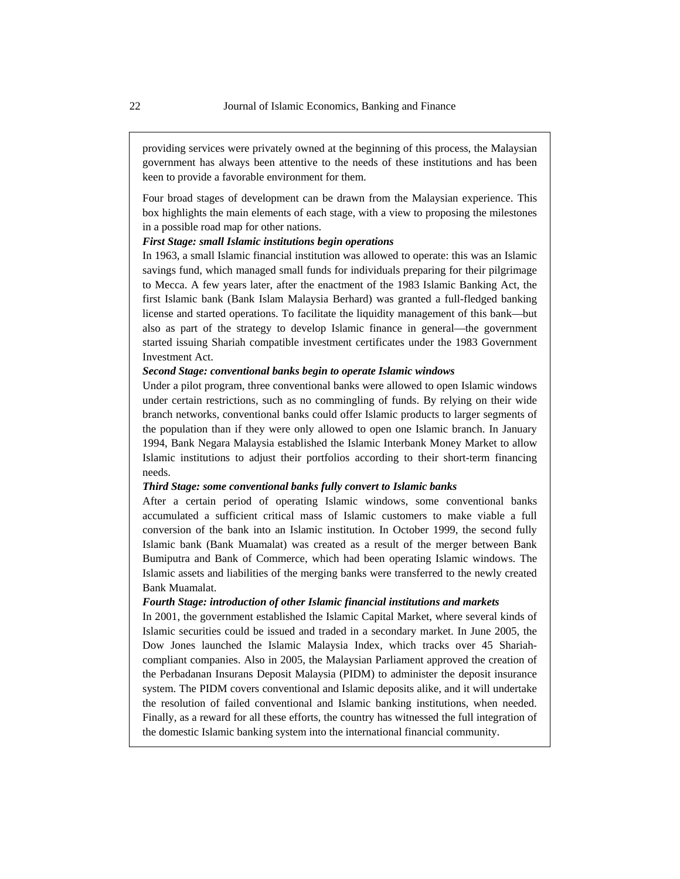providing services were privately owned at the beginning of this process, the Malaysian government has always been attentive to the needs of these institutions and has been keen to provide a favorable environment for them.

Four broad stages of development can be drawn from the Malaysian experience. This box highlights the main elements of each stage, with a view to proposing the milestones in a possible road map for other nations.

***First Stage: small Islamic institutions begin operations***

In 1963, a small Islamic financial institution was allowed to operate: this was an Islamic savings fund, which managed small funds for individuals preparing for their pilgrimage to Mecca. A few years later, after the enactment of the 1983 Islamic Banking Act, the first Islamic bank (Bank Islam Malaysia Berhard) was granted a full-fledged banking license and started operations. To facilitate the liquidity management of this bank—but also as part of the strategy to develop Islamic finance in general—the government started issuing Shariah compatible investment certificates under the 1983 Government Investment Act.

***Second Stage: conventional banks begin to operate Islamic windows***

Under a pilot program, three conventional banks were allowed to open Islamic windows under certain restrictions, such as no commingling of funds. By relying on their wide branch networks, conventional banks could offer Islamic products to larger segments of the population than if they were only allowed to open one Islamic branch. In January 1994, Bank Negara Malaysia established the Islamic Interbank Money Market to allow Islamic institutions to adjust their portfolios according to their short-term financing needs.

***Third Stage: some conventional banks fully convert to Islamic banks***

After a certain period of operating Islamic windows, some conventional banks accumulated a sufficient critical mass of Islamic customers to make viable a full conversion of the bank into an Islamic institution. In October 1999, the second fully Islamic bank (Bank Muamalat) was created as a result of the merger between Bank Bumiputra and Bank of Commerce, which had been operating Islamic windows. The Islamic assets and liabilities of the merging banks were transferred to the newly created Bank Muamalat.

***Fourth Stage: introduction of other Islamic financial institutions and markets***

In 2001, the government established the Islamic Capital Market, where several kinds of Islamic securities could be issued and traded in a secondary market. In June 2005, the Dow Jones launched the Islamic Malaysia Index, which tracks over 45 Shariah-compliant companies. Also in 2005, the Malaysian Parliament approved the creation of the Perbadanan Insurans Deposit Malaysia (PIDM) to administer the deposit insurance system. The PIDM covers conventional and Islamic deposits alike, and it will undertake the resolution of failed conventional and Islamic banking institutions, when needed. Finally, as a reward for all these efforts, the country has witnessed the full integration of the domestic Islamic banking system into the international financial community.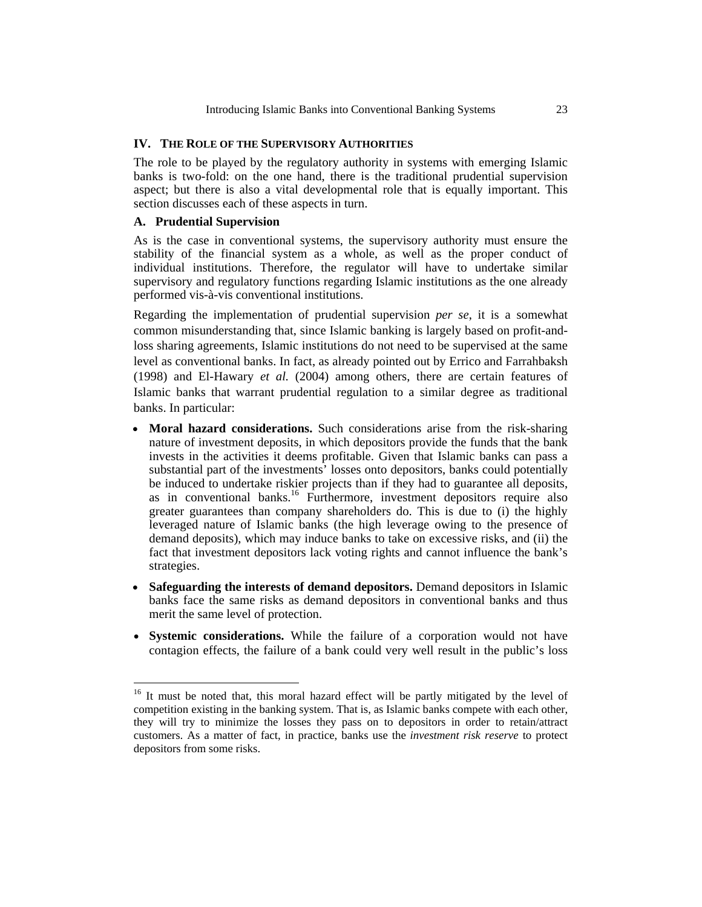## IV. THE ROLE OF THE SUPERVISORY AUTHORITIES

The role to be played by the regulatory authority in systems with emerging Islamic banks is two-fold: on the one hand, there is the traditional prudential supervision aspect; but there is also a vital developmental role that is equally important. This section discusses each of these aspects in turn.

### A. Prudential Supervision

As is the case in conventional systems, the supervisory authority must ensure the stability of the financial system as a whole, as well as the proper conduct of individual institutions. Therefore, the regulator will have to undertake similar supervisory and regulatory functions regarding Islamic institutions as the one already performed vis-à-vis conventional institutions.

Regarding the implementation of prudential supervision *per se*, it is a somewhat common misunderstanding that, since Islamic banking is largely based on profit-and-loss sharing agreements, Islamic institutions do not need to be supervised at the same level as conventional banks. In fact, as already pointed out by Errico and Farrahbaksh (1998) and El-Hawary *et al.* (2004) among others, there are certain features of Islamic banks that warrant prudential regulation to a similar degree as traditional banks. In particular:

- **Moral hazard considerations.** Such considerations arise from the risk-sharing nature of investment deposits, in which depositors provide the funds that the bank invests in the activities it deems profitable. Given that Islamic banks can pass a substantial part of the investments' losses onto depositors, banks could potentially be induced to undertake riskier projects than if they had to guarantee all deposits, as in conventional banks.[16] Furthermore, investment depositors require also greater guarantees than company shareholders do. This is due to (i) the highly leveraged nature of Islamic banks (the high leverage owing to the presence of demand deposits), which may induce banks to take on excessive risks, and (ii) the fact that investment depositors lack voting rights and cannot influence the bank's strategies.
- **Safeguarding the interests of demand depositors.** Demand depositors in Islamic banks face the same risks as demand depositors in conventional banks and thus merit the same level of protection.
- **Systemic considerations.** While the failure of a corporation would not have contagion effects, the failure of a bank could very well result in the public's loss

[16] It must be noted that, this moral hazard effect will be partly mitigated by the level of competition existing in the banking system. That is, as Islamic banks compete with each other, they will try to minimize the losses they pass on to depositors in order to retain/attract customers. As a matter of fact, in practice, banks use the *investment risk reserve* to protect depositors from some risks.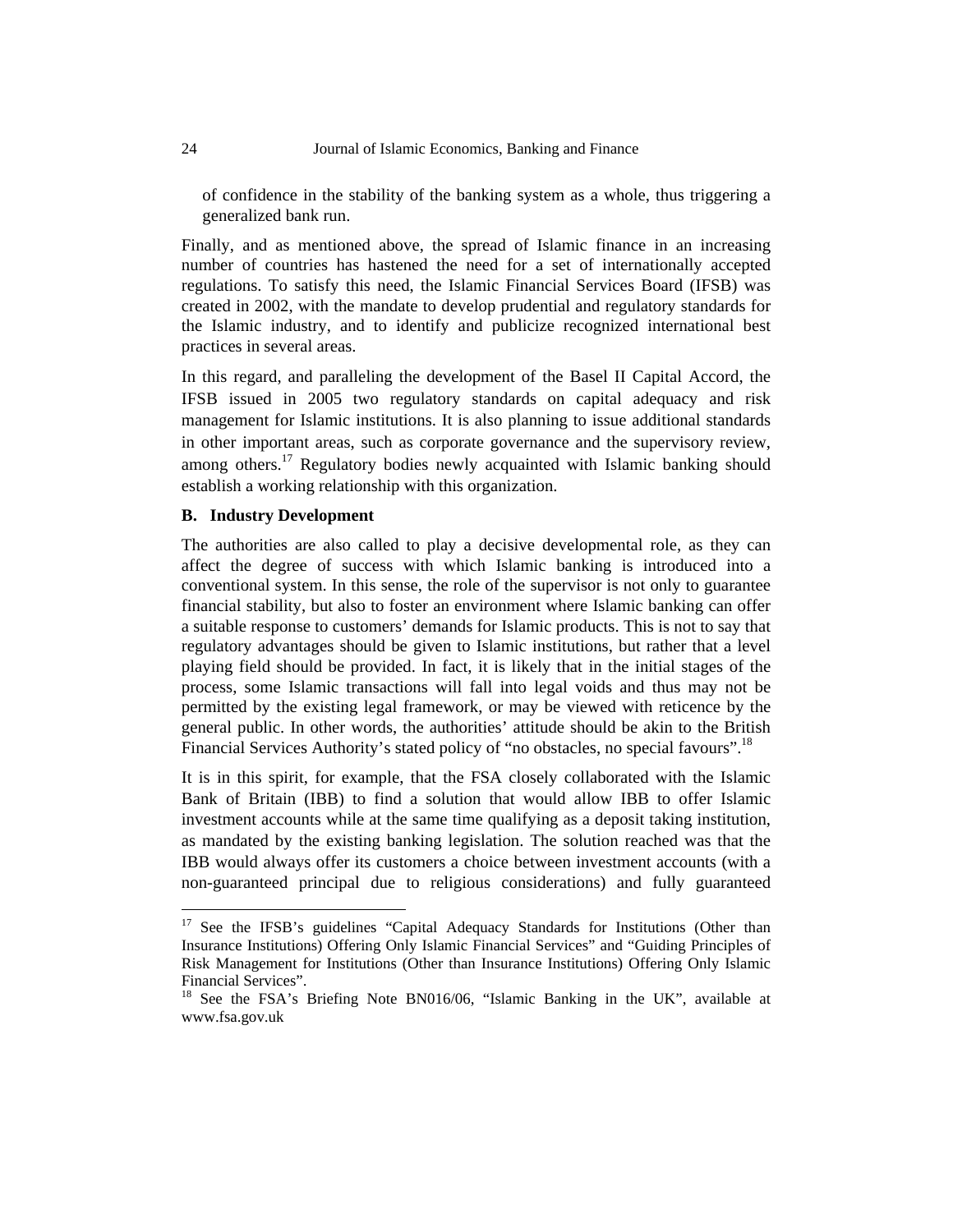of confidence in the stability of the banking system as a whole, thus triggering a generalized bank run.

Finally, and as mentioned above, the spread of Islamic finance in an increasing number of countries has hastened the need for a set of internationally accepted regulations. To satisfy this need, the Islamic Financial Services Board (IFSB) was created in 2002, with the mandate to develop prudential and regulatory standards for the Islamic industry, and to identify and publicize recognized international best practices in several areas.

In this regard, and paralleling the development of the Basel II Capital Accord, the IFSB issued in 2005 two regulatory standards on capital adequacy and risk management for Islamic institutions. It is also planning to issue additional standards in other important areas, such as corporate governance and the supervisory review, among others.[17] Regulatory bodies newly acquainted with Islamic banking should establish a working relationship with this organization.

### B. Industry Development

The authorities are also called to play a decisive developmental role, as they can affect the degree of success with which Islamic banking is introduced into a conventional system. In this sense, the role of the supervisor is not only to guarantee financial stability, but also to foster an environment where Islamic banking can offer a suitable response to customers' demands for Islamic products. This is not to say that regulatory advantages should be given to Islamic institutions, but rather that a level playing field should be provided. In fact, it is likely that in the initial stages of the process, some Islamic transactions will fall into legal voids and thus may not be permitted by the existing legal framework, or may be viewed with reticence by the general public. In other words, the authorities' attitude should be akin to the British Financial Services Authority's stated policy of "no obstacles, no special favours".[18]

It is in this spirit, for example, that the FSA closely collaborated with the Islamic Bank of Britain (IBB) to find a solution that would allow IBB to offer Islamic investment accounts while at the same time qualifying as a deposit taking institution, as mandated by the existing banking legislation. The solution reached was that the IBB would always offer its customers a choice between investment accounts (with a non-guaranteed principal due to religious considerations) and fully guaranteed

---

[17] See the IFSB's guidelines "Capital Adequacy Standards for Institutions (Other than Insurance Institutions) Offering Only Islamic Financial Services" and "Guiding Principles of Risk Management for Institutions (Other than Insurance Institutions) Offering Only Islamic Financial Services".

[18] See the FSA's Briefing Note BN016/06, "Islamic Banking in the UK", available at www.fsa.gov.uk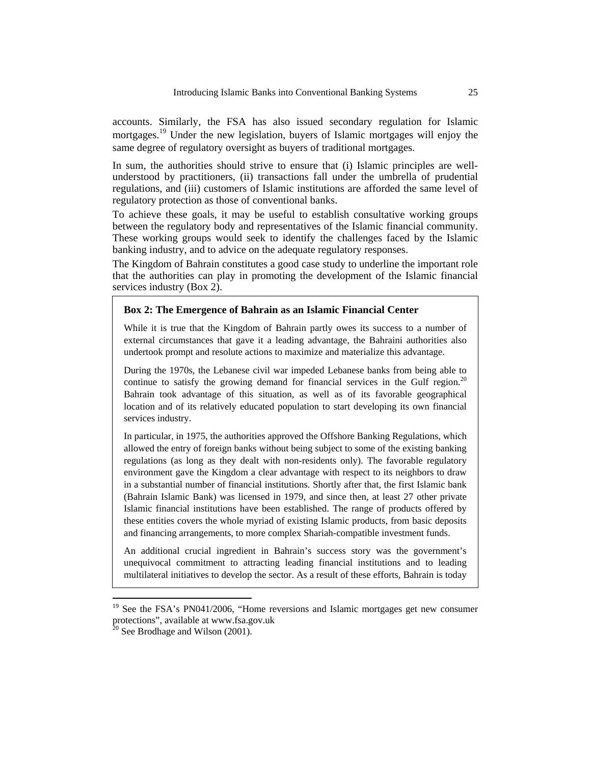accounts. Similarly, the FSA has also issued secondary regulation for Islamic mortgages.[19] Under the new legislation, buyers of Islamic mortgages will enjoy the same degree of regulatory oversight as buyers of traditional mortgages.

In sum, the authorities should strive to ensure that (i) Islamic principles are well-understood by practitioners, (ii) transactions fall under the umbrella of prudential regulations, and (iii) customers of Islamic institutions are afforded the same level of regulatory protection as those of conventional banks.

To achieve these goals, it may be useful to establish consultative working groups between the regulatory body and representatives of the Islamic financial community. These working groups would seek to identify the challenges faced by the Islamic banking industry, and to advice on the adequate regulatory responses.

The Kingdom of Bahrain constitutes a good case study to underline the important role that the authorities can play in promoting the development of the Islamic financial services industry (Box 2).

**Box 2: The Emergence of Bahrain as an Islamic Financial Center**

While it is true that the Kingdom of Bahrain partly owes its success to a number of external circumstances that gave it a leading advantage, the Bahraini authorities also undertook prompt and resolute actions to maximize and materialize this advantage.

During the 1970s, the Lebanese civil war impeded Lebanese banks from being able to continue to satisfy the growing demand for financial services in the Gulf region.[20] Bahrain took advantage of this situation, as well as of its favorable geographical location and of its relatively educated population to start developing its own financial services industry.

In particular, in 1975, the authorities approved the Offshore Banking Regulations, which allowed the entry of foreign banks without being subject to some of the existing banking regulations (as long as they dealt with non-residents only). The favorable regulatory environment gave the Kingdom a clear advantage with respect to its neighbors to draw in a substantial number of financial institutions. Shortly after that, the first Islamic bank (Bahrain Islamic Bank) was licensed in 1979, and since then, at least 27 other private Islamic financial institutions have been established. The range of products offered by these entities covers the whole myriad of existing Islamic products, from basic deposits and financing arrangements, to more complex Shariah-compatible investment funds.

An additional crucial ingredient in Bahrain's success story was the government's unequivocal commitment to attracting leading financial institutions and to leading multilateral initiatives to develop the sector. As a result of these efforts, Bahrain is today

---

[19] See the FSA's PN041/2006, "Home reversions and Islamic mortgages get new consumer protections", available at www.fsa.gov.uk

[20] See Brodhage and Wilson (2001).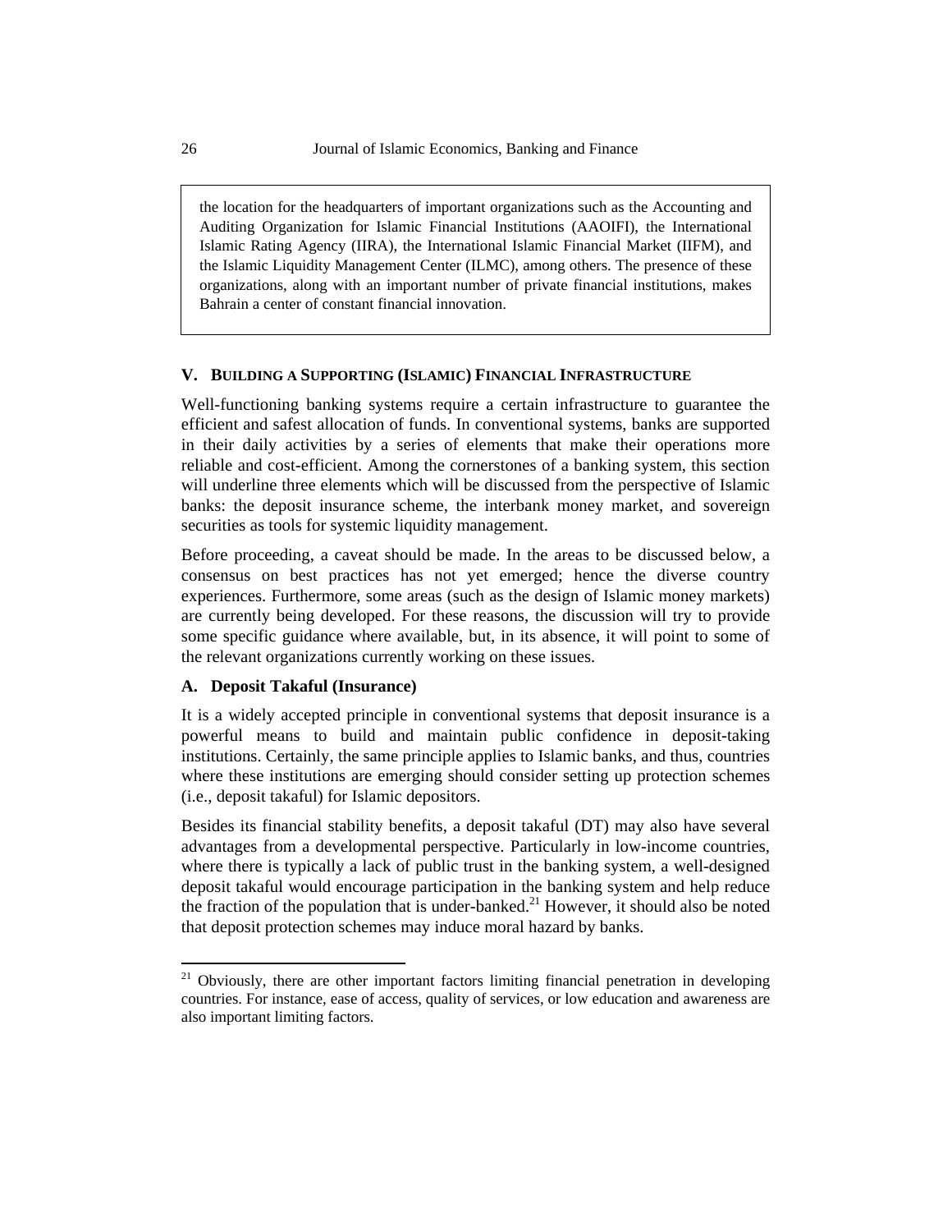the location for the headquarters of important organizations such as the Accounting and Auditing Organization for Islamic Financial Institutions (AAOIFI), the International Islamic Rating Agency (IIRA), the International Islamic Financial Market (IIFM), and the Islamic Liquidity Management Center (ILMC), among others. The presence of these organizations, along with an important number of private financial institutions, makes Bahrain a center of constant financial innovation.

## V. Building a Supporting (Islamic) Financial Infrastructure

Well-functioning banking systems require a certain infrastructure to guarantee the efficient and safest allocation of funds. In conventional systems, banks are supported in their daily activities by a series of elements that make their operations more reliable and cost-efficient. Among the cornerstones of a banking system, this section will underline three elements which will be discussed from the perspective of Islamic banks: the deposit insurance scheme, the interbank money market, and sovereign securities as tools for systemic liquidity management.

Before proceeding, a caveat should be made. In the areas to be discussed below, a consensus on best practices has not yet emerged; hence the diverse country experiences. Furthermore, some areas (such as the design of Islamic money markets) are currently being developed. For these reasons, the discussion will try to provide some specific guidance where available, but, in its absence, it will point to some of the relevant organizations currently working on these issues.

### A. Deposit Takaful (Insurance)

It is a widely accepted principle in conventional systems that deposit insurance is a powerful means to build and maintain public confidence in deposit-taking institutions. Certainly, the same principle applies to Islamic banks, and thus, countries where these institutions are emerging should consider setting up protection schemes (i.e., deposit takaful) for Islamic depositors.

Besides its financial stability benefits, a deposit takaful (DT) may also have several advantages from a developmental perspective. Particularly in low-income countries, where there is typically a lack of public trust in the banking system, a well-designed deposit takaful would encourage participation in the banking system and help reduce the fraction of the population that is under-banked.[21] However, it should also be noted that deposit protection schemes may induce moral hazard by banks.

[21] Obviously, there are other important factors limiting financial penetration in developing countries. For instance, ease of access, quality of services, or low education and awareness are also important limiting factors.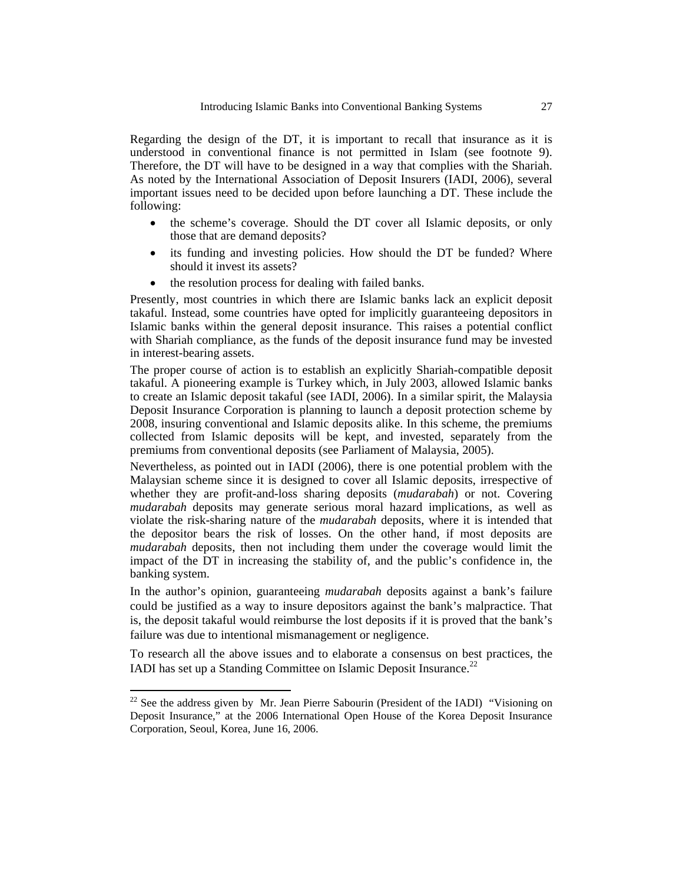Regarding the design of the DT, it is important to recall that insurance as it is understood in conventional finance is not permitted in Islam (see footnote 9). Therefore, the DT will have to be designed in a way that complies with the Shariah. As noted by the International Association of Deposit Insurers (IADI, 2006), several important issues need to be decided upon before launching a DT. These include the following:

- the scheme's coverage. Should the DT cover all Islamic deposits, or only those that are demand deposits?
- its funding and investing policies. How should the DT be funded? Where should it invest its assets?
- the resolution process for dealing with failed banks.

Presently, most countries in which there are Islamic banks lack an explicit deposit takaful. Instead, some countries have opted for implicitly guaranteeing depositors in Islamic banks within the general deposit insurance. This raises a potential conflict with Shariah compliance, as the funds of the deposit insurance fund may be invested in interest-bearing assets.

The proper course of action is to establish an explicitly Shariah-compatible deposit takaful. A pioneering example is Turkey which, in July 2003, allowed Islamic banks to create an Islamic deposit takaful (see IADI, 2006). In a similar spirit, the Malaysia Deposit Insurance Corporation is planning to launch a deposit protection scheme by 2008, insuring conventional and Islamic deposits alike. In this scheme, the premiums collected from Islamic deposits will be kept, and invested, separately from the premiums from conventional deposits (see Parliament of Malaysia, 2005).

Nevertheless, as pointed out in IADI (2006), there is one potential problem with the Malaysian scheme since it is designed to cover all Islamic deposits, irrespective of whether they are profit-and-loss sharing deposits (*mudarabah*) or not. Covering *mudarabah* deposits may generate serious moral hazard implications, as well as violate the risk-sharing nature of the *mudarabah* deposits, where it is intended that the depositor bears the risk of losses. On the other hand, if most deposits are *mudarabah* deposits, then not including them under the coverage would limit the impact of the DT in increasing the stability of, and the public's confidence in, the banking system.

In the author's opinion, guaranteeing *mudarabah* deposits against a bank's failure could be justified as a way to insure depositors against the bank's malpractice. That is, the deposit takaful would reimburse the lost deposits if it is proved that the bank's failure was due to intentional mismanagement or negligence.

To research all the above issues and to elaborate a consensus on best practices, the IADI has set up a Standing Committee on Islamic Deposit Insurance.[22]

---

[22] See the address given by Mr. Jean Pierre Sabourin (President of the IADI) "Visioning on Deposit Insurance," at the 2006 International Open House of the Korea Deposit Insurance Corporation, Seoul, Korea, June 16, 2006.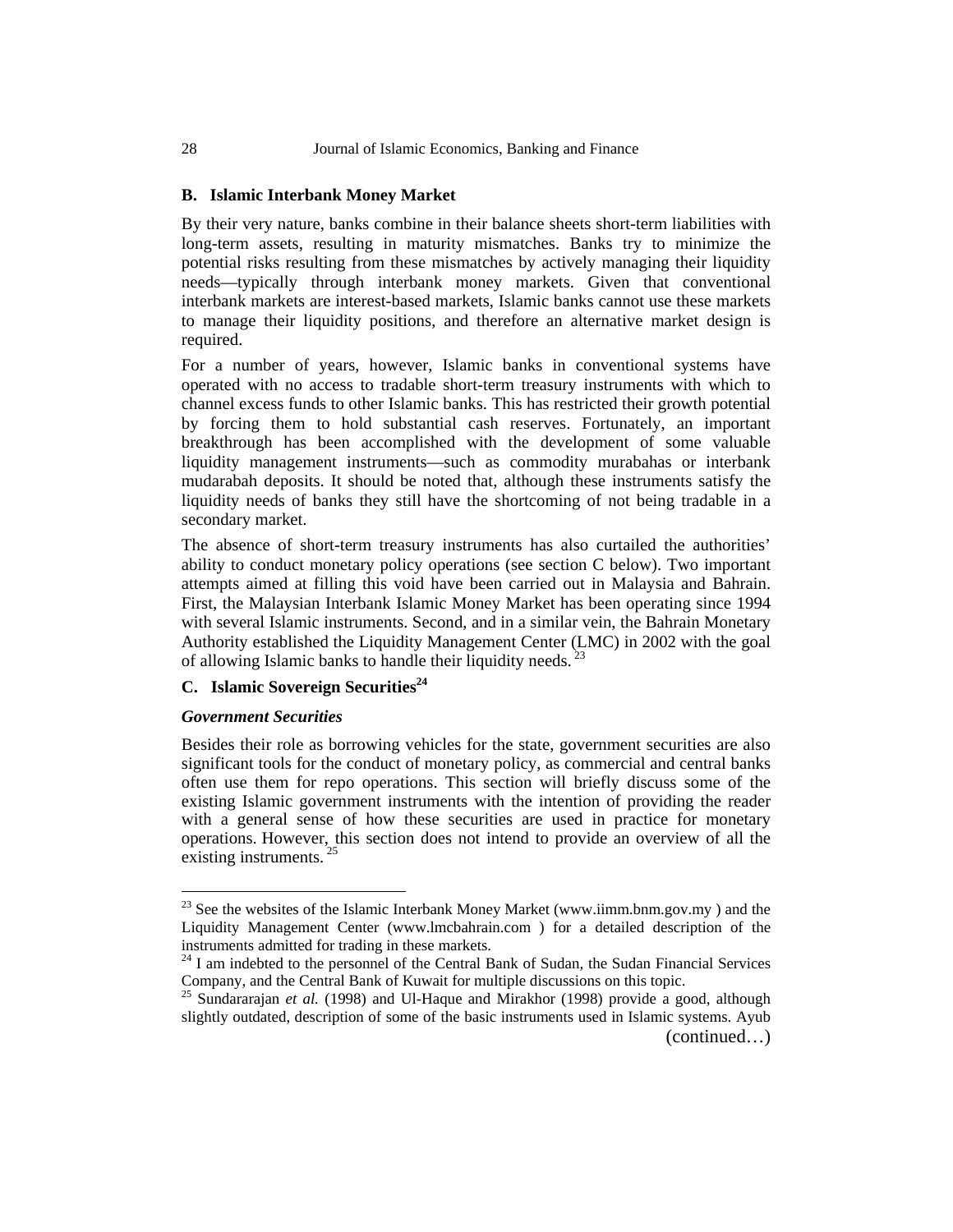## B. Islamic Interbank Money Market

By their very nature, banks combine in their balance sheets short-term liabilities with long-term assets, resulting in maturity mismatches. Banks try to minimize the potential risks resulting from these mismatches by actively managing their liquidity needs—typically through interbank money markets. Given that conventional interbank markets are interest-based markets, Islamic banks cannot use these markets to manage their liquidity positions, and therefore an alternative market design is required.

For a number of years, however, Islamic banks in conventional systems have operated with no access to tradable short-term treasury instruments with which to channel excess funds to other Islamic banks. This has restricted their growth potential by forcing them to hold substantial cash reserves. Fortunately, an important breakthrough has been accomplished with the development of some valuable liquidity management instruments—such as commodity murabahas or interbank mudarabah deposits. It should be noted that, although these instruments satisfy the liquidity needs of banks they still have the shortcoming of not being tradable in a secondary market.

The absence of short-term treasury instruments has also curtailed the authorities' ability to conduct monetary policy operations (see section C below). Two important attempts aimed at filling this void have been carried out in Malaysia and Bahrain. First, the Malaysian Interbank Islamic Money Market has been operating since 1994 with several Islamic instruments. Second, and in a similar vein, the Bahrain Monetary Authority established the Liquidity Management Center (LMC) in 2002 with the goal of allowing Islamic banks to handle their liquidity needs. [23]

## C. Islamic Sovereign Securities[24]

### *Government Securities*

Besides their role as borrowing vehicles for the state, government securities are also significant tools for the conduct of monetary policy, as commercial and central banks often use them for repo operations. This section will briefly discuss some of the existing Islamic government instruments with the intention of providing the reader with a general sense of how these securities are used in practice for monetary operations. However, this section does not intend to provide an overview of all the existing instruments. [25]

---

[23] See the websites of the Islamic Interbank Money Market (www.iimm.bnm.gov.my ) and the Liquidity Management Center (www.lmcbahrain.com ) for a detailed description of the instruments admitted for trading in these markets.

[24] I am indebted to the personnel of the Central Bank of Sudan, the Sudan Financial Services Company, and the Central Bank of Kuwait for multiple discussions on this topic.

[25] Sundararajan *et al.* (1998) and Ul-Haque and Mirakhor (1998) provide a good, although slightly outdated, description of some of the basic instruments used in Islamic systems. Ayub (continued…)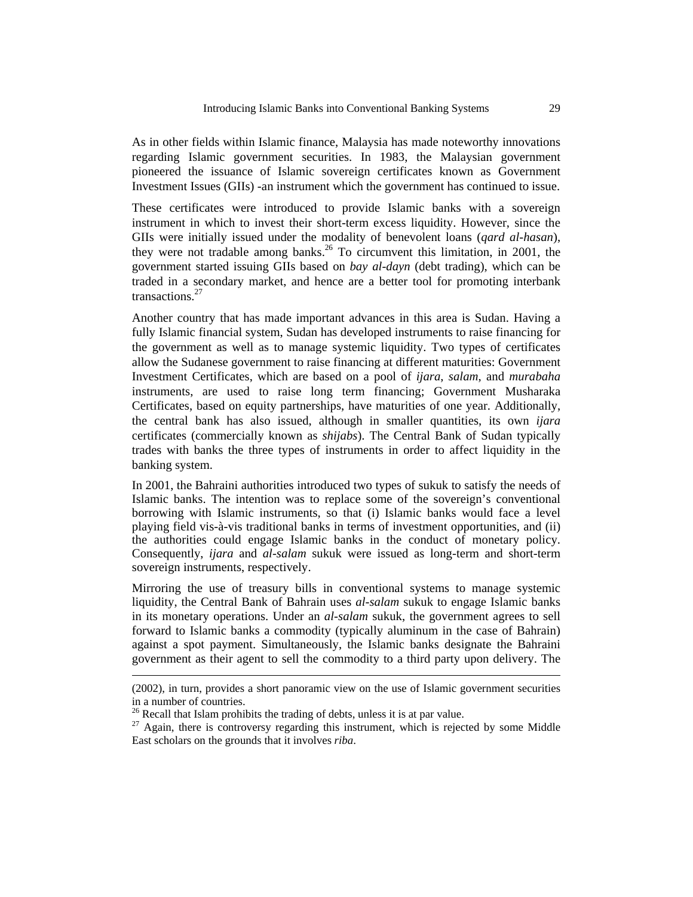As in other fields within Islamic finance, Malaysia has made noteworthy innovations regarding Islamic government securities. In 1983, the Malaysian government pioneered the issuance of Islamic sovereign certificates known as Government Investment Issues (GIIs) -an instrument which the government has continued to issue.

These certificates were introduced to provide Islamic banks with a sovereign instrument in which to invest their short-term excess liquidity. However, since the GIIs were initially issued under the modality of benevolent loans (*qard al-hasan*), they were not tradable among banks.[26] To circumvent this limitation, in 2001, the government started issuing GIIs based on *bay al-dayn* (debt trading), which can be traded in a secondary market, and hence are a better tool for promoting interbank transactions.[27]

Another country that has made important advances in this area is Sudan. Having a fully Islamic financial system, Sudan has developed instruments to raise financing for the government as well as to manage systemic liquidity. Two types of certificates allow the Sudanese government to raise financing at different maturities: Government Investment Certificates, which are based on a pool of *ijara*, *salam*, and *murabaha* instruments, are used to raise long term financing; Government Musharaka Certificates, based on equity partnerships, have maturities of one year. Additionally, the central bank has also issued, although in smaller quantities, its own *ijara* certificates (commercially known as *shijabs*). The Central Bank of Sudan typically trades with banks the three types of instruments in order to affect liquidity in the banking system.

In 2001, the Bahraini authorities introduced two types of sukuk to satisfy the needs of Islamic banks. The intention was to replace some of the sovereign's conventional borrowing with Islamic instruments, so that (i) Islamic banks would face a level playing field vis-à-vis traditional banks in terms of investment opportunities, and (ii) the authorities could engage Islamic banks in the conduct of monetary policy. Consequently, *ijara* and *al-salam* sukuk were issued as long-term and short-term sovereign instruments, respectively.

Mirroring the use of treasury bills in conventional systems to manage systemic liquidity, the Central Bank of Bahrain uses *al-salam* sukuk to engage Islamic banks in its monetary operations. Under an *al-salam* sukuk, the government agrees to sell forward to Islamic banks a commodity (typically aluminum in the case of Bahrain) against a spot payment. Simultaneously, the Islamic banks designate the Bahraini government as their agent to sell the commodity to a third party upon delivery. The

---

(2002), in turn, provides a short panoramic view on the use of Islamic government securities in a number of countries.

[26] Recall that Islam prohibits the trading of debts, unless it is at par value.

[27] Again, there is controversy regarding this instrument, which is rejected by some Middle East scholars on the grounds that it involves *riba*.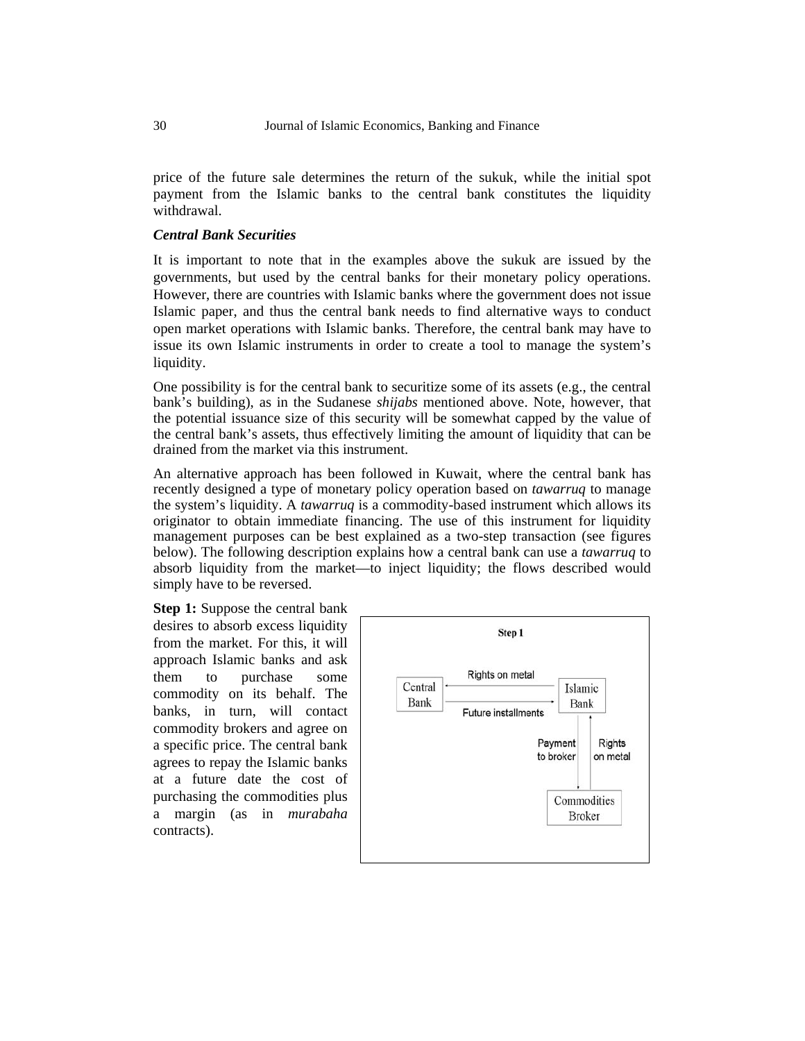price of the future sale determines the return of the sukuk, while the initial spot payment from the Islamic banks to the central bank constitutes the liquidity withdrawal.

***Central Bank Securities***

It is important to note that in the examples above the sukuk are issued by the governments, but used by the central banks for their monetary policy operations. However, there are countries with Islamic banks where the government does not issue Islamic paper, and thus the central bank needs to find alternative ways to conduct open market operations with Islamic banks. Therefore, the central bank may have to issue its own Islamic instruments in order to create a tool to manage the system's liquidity.

One possibility is for the central bank to securitize some of its assets (e.g., the central bank's building), as in the Sudanese *shijabs* mentioned above. Note, however, that the potential issuance size of this security will be somewhat capped by the value of the central bank's assets, thus effectively limiting the amount of liquidity that can be drained from the market via this instrument.

An alternative approach has been followed in Kuwait, where the central bank has recently designed a type of monetary policy operation based on *tawarruq* to manage the system's liquidity. A *tawarruq* is a commodity-based instrument which allows its originator to obtain immediate financing. The use of this instrument for liquidity management purposes can be best explained as a two-step transaction (see figures below). The following description explains how a central bank can use a *tawarruq* to absorb liquidity from the market—to inject liquidity; the flows described would simply have to be reversed.

**Step 1:** Suppose the central bank desires to absorb excess liquidity from the market. For this, it will approach Islamic banks and ask them to purchase some commodity on its behalf. The banks, in turn, will contact commodity brokers and agree on a specific price. The central bank agrees to repay the Islamic banks at a future date the cost of purchasing the commodities plus a margin (as in *murabaha* contracts).

**Step 1**

Central Bank ← Rights on metal — Islamic Bank
Central Bank — Future installments → Islamic Bank
Islamic Bank — Payment to broker → Commodities Broker
Commodities Broker — Rights on metal → Islamic Bank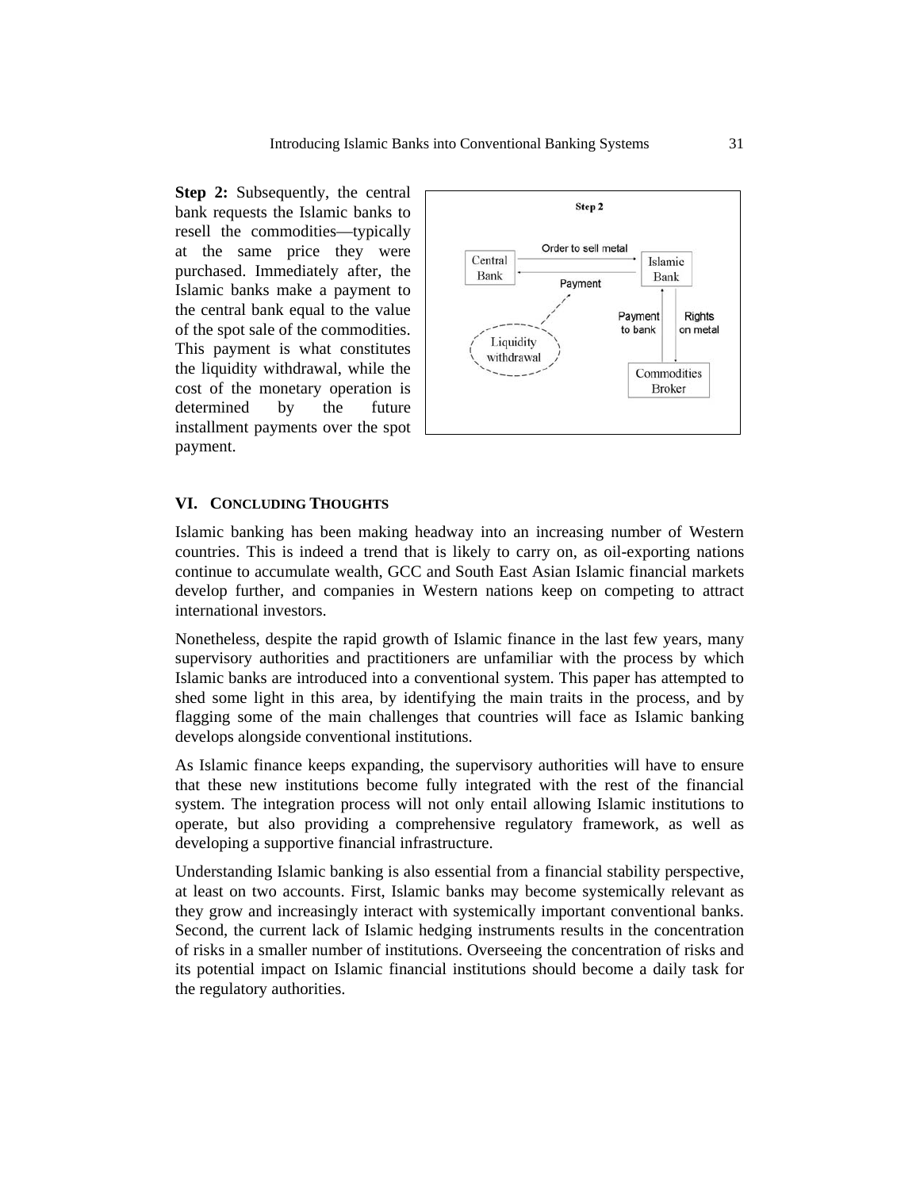**Step 2:** Subsequently, the central bank requests the Islamic banks to resell the commodities—typically at the same price they were purchased. Immediately after, the Islamic banks make a payment to the central bank equal to the value of the spot sale of the commodities. This payment is what constitutes the liquidity withdrawal, while the cost of the monetary operation is determined by the future installment payments over the spot payment.

## VI. Concluding Thoughts

Islamic banking has been making headway into an increasing number of Western countries. This is indeed a trend that is likely to carry on, as oil-exporting nations continue to accumulate wealth, GCC and South East Asian Islamic financial markets develop further, and companies in Western nations keep on competing to attract international investors.

Nonetheless, despite the rapid growth of Islamic finance in the last few years, many supervisory authorities and practitioners are unfamiliar with the process by which Islamic banks are introduced into a conventional system. This paper has attempted to shed some light in this area, by identifying the main traits in the process, and by flagging some of the main challenges that countries will face as Islamic banking develops alongside conventional institutions.

As Islamic finance keeps expanding, the supervisory authorities will have to ensure that these new institutions become fully integrated with the rest of the financial system. The integration process will not only entail allowing Islamic institutions to operate, but also providing a comprehensive regulatory framework, as well as developing a supportive financial infrastructure.

Understanding Islamic banking is also essential from a financial stability perspective, at least on two accounts. First, Islamic banks may become systemically relevant as they grow and increasingly interact with systemically important conventional banks. Second, the current lack of Islamic hedging instruments results in the concentration of risks in a smaller number of institutions. Overseeing the concentration of risks and its potential impact on Islamic financial institutions should become a daily task for the regulatory authorities.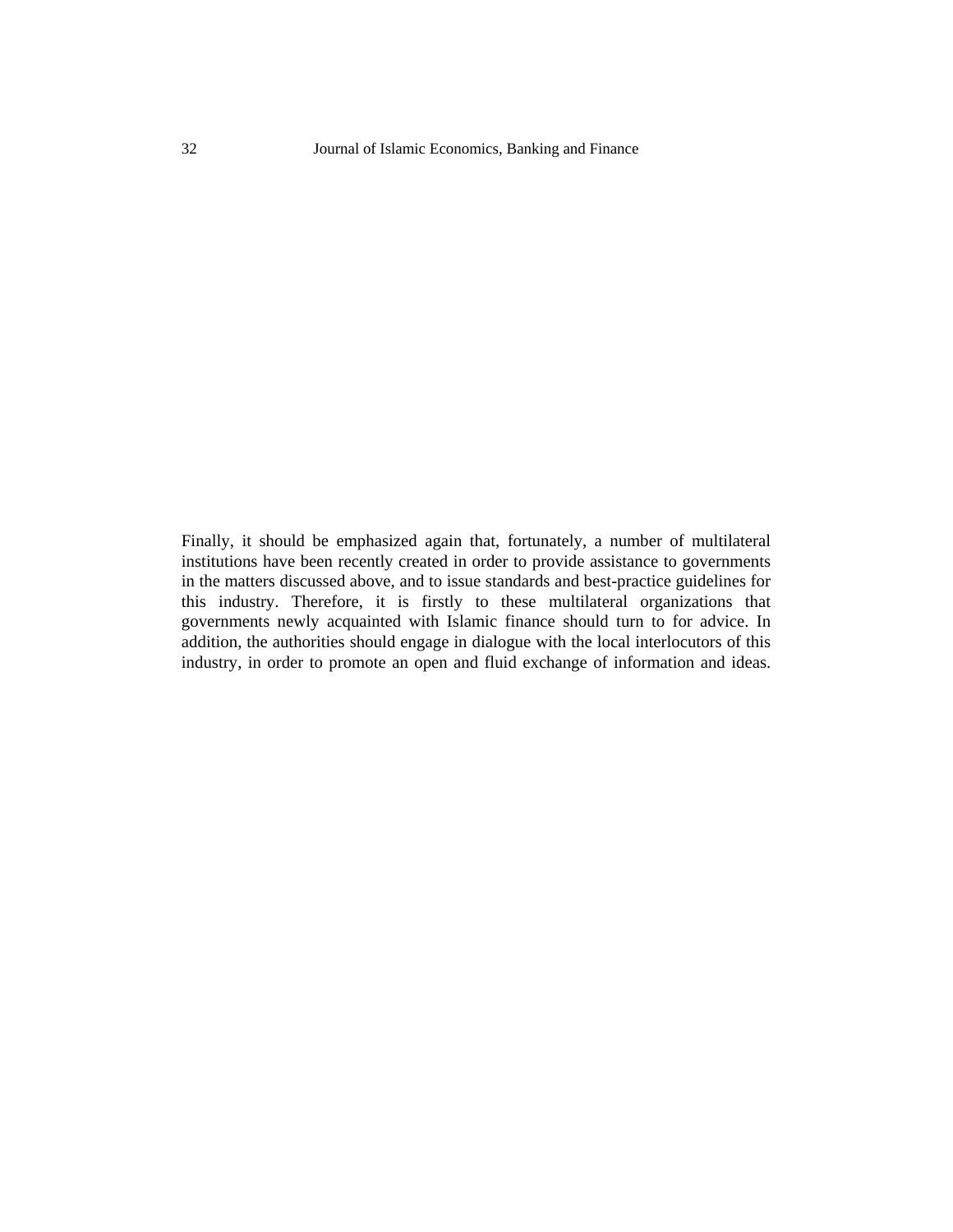Finally, it should be emphasized again that, fortunately, a number of multilateral institutions have been recently created in order to provide assistance to governments in the matters discussed above, and to issue standards and best-practice guidelines for this industry. Therefore, it is firstly to these multilateral organizations that governments newly acquainted with Islamic finance should turn to for advice. In addition, the authorities should engage in dialogue with the local interlocutors of this industry, in order to promote an open and fluid exchange of information and ideas.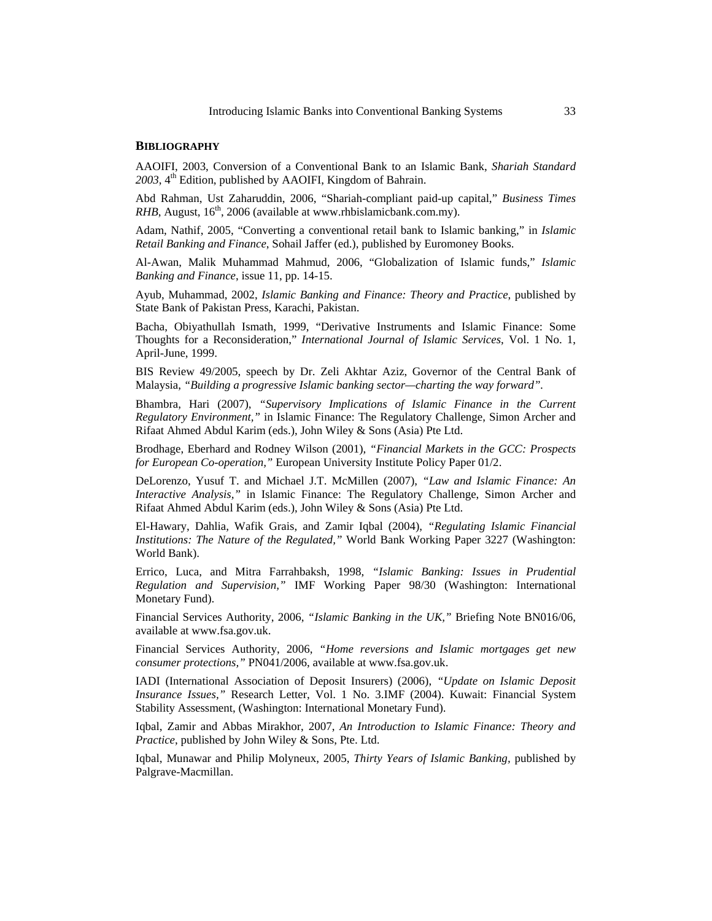## BIBLIOGRAPHY

AAOIFI, 2003, Conversion of a Conventional Bank to an Islamic Bank, *Shariah Standard 2003*, 4th Edition, published by AAOIFI, Kingdom of Bahrain.

Abd Rahman, Ust Zaharuddin, 2006, "Shariah-compliant paid-up capital," *Business Times RHB*, August, 16th, 2006 (available at www.rhbislamicbank.com.my).

Adam, Nathif, 2005, "Converting a conventional retail bank to Islamic banking," in *Islamic Retail Banking and Finance*, Sohail Jaffer (ed.), published by Euromoney Books.

Al-Awan, Malik Muhammad Mahmud, 2006, "Globalization of Islamic funds," *Islamic Banking and Finance*, issue 11, pp. 14-15.

Ayub, Muhammad, 2002, *Islamic Banking and Finance: Theory and Practice*, published by State Bank of Pakistan Press, Karachi, Pakistan.

Bacha, Obiyathullah Ismath, 1999, "Derivative Instruments and Islamic Finance: Some Thoughts for a Reconsideration," *International Journal of Islamic Services*, Vol. 1 No. 1, April-June, 1999.

BIS Review 49/2005, speech by Dr. Zeli Akhtar Aziz, Governor of the Central Bank of Malaysia, *"Building a progressive Islamic banking sector—charting the way forward"*.

Bhambra, Hari (2007), *"Supervisory Implications of Islamic Finance in the Current Regulatory Environment,"* in Islamic Finance: The Regulatory Challenge, Simon Archer and Rifaat Ahmed Abdul Karim (eds.), John Wiley & Sons (Asia) Pte Ltd.

Brodhage, Eberhard and Rodney Wilson (2001), *"Financial Markets in the GCC: Prospects for European Co-operation,"* European University Institute Policy Paper 01/2.

DeLorenzo, Yusuf T. and Michael J.T. McMillen (2007), *"Law and Islamic Finance: An Interactive Analysis,"* in Islamic Finance: The Regulatory Challenge, Simon Archer and Rifaat Ahmed Abdul Karim (eds.), John Wiley & Sons (Asia) Pte Ltd.

El-Hawary, Dahlia, Wafik Grais, and Zamir Iqbal (2004), *"Regulating Islamic Financial Institutions: The Nature of the Regulated,"* World Bank Working Paper 3227 (Washington: World Bank).

Errico, Luca, and Mitra Farrahbaksh, 1998, *"Islamic Banking: Issues in Prudential Regulation and Supervision,"* IMF Working Paper 98/30 (Washington: International Monetary Fund).

Financial Services Authority, 2006, *"Islamic Banking in the UK,"* Briefing Note BN016/06, available at www.fsa.gov.uk.

Financial Services Authority, 2006, *"Home reversions and Islamic mortgages get new consumer protections,"* PN041/2006, available at www.fsa.gov.uk.

IADI (International Association of Deposit Insurers) (2006), *"Update on Islamic Deposit Insurance Issues,"* Research Letter, Vol. 1 No. 3.IMF (2004). Kuwait: Financial System Stability Assessment, (Washington: International Monetary Fund).

Iqbal, Zamir and Abbas Mirakhor, 2007, *An Introduction to Islamic Finance: Theory and Practice*, published by John Wiley & Sons, Pte. Ltd.

Iqbal, Munawar and Philip Molyneux, 2005, *Thirty Years of Islamic Banking*, published by Palgrave-Macmillan.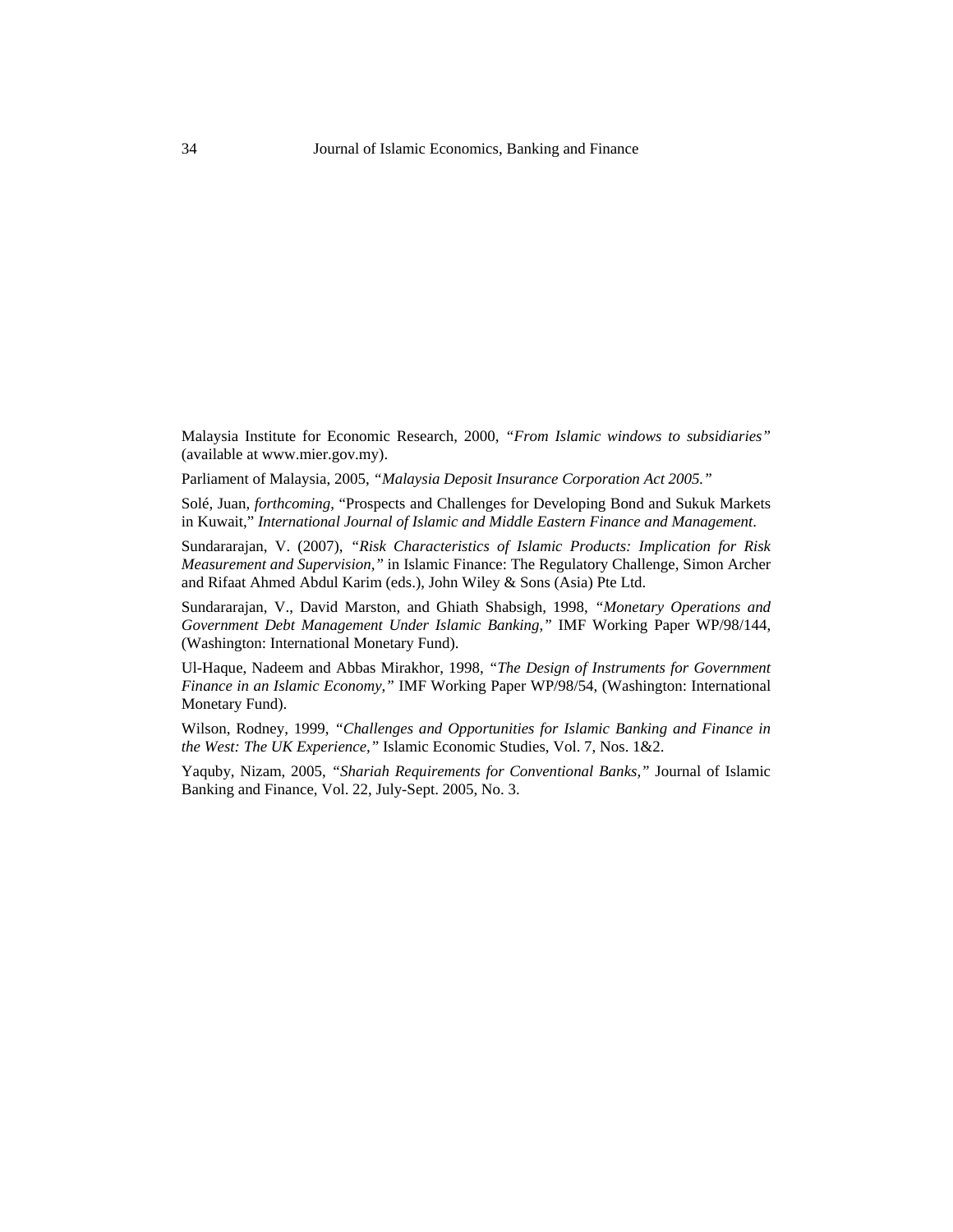Malaysia Institute for Economic Research, 2000, *"From Islamic windows to subsidiaries"* (available at www.mier.gov.my).

Parliament of Malaysia, 2005, *"Malaysia Deposit Insurance Corporation Act 2005."*

Solé, Juan, *forthcoming*, "Prospects and Challenges for Developing Bond and Sukuk Markets in Kuwait," *International Journal of Islamic and Middle Eastern Finance and Management*.

Sundararajan, V. (2007), *"Risk Characteristics of Islamic Products: Implication for Risk Measurement and Supervision,"* in Islamic Finance: The Regulatory Challenge, Simon Archer and Rifaat Ahmed Abdul Karim (eds.), John Wiley & Sons (Asia) Pte Ltd.

Sundararajan, V., David Marston, and Ghiath Shabsigh, 1998, *"Monetary Operations and Government Debt Management Under Islamic Banking,"* IMF Working Paper WP/98/144, (Washington: International Monetary Fund).

Ul-Haque, Nadeem and Abbas Mirakhor, 1998, *"The Design of Instruments for Government Finance in an Islamic Economy,"* IMF Working Paper WP/98/54, (Washington: International Monetary Fund).

Wilson, Rodney, 1999, *"Challenges and Opportunities for Islamic Banking and Finance in the West: The UK Experience,"* Islamic Economic Studies, Vol. 7, Nos. 1&2.

Yaquby, Nizam, 2005, *"Shariah Requirements for Conventional Banks,"* Journal of Islamic Banking and Finance, Vol. 22, July-Sept. 2005, No. 3.